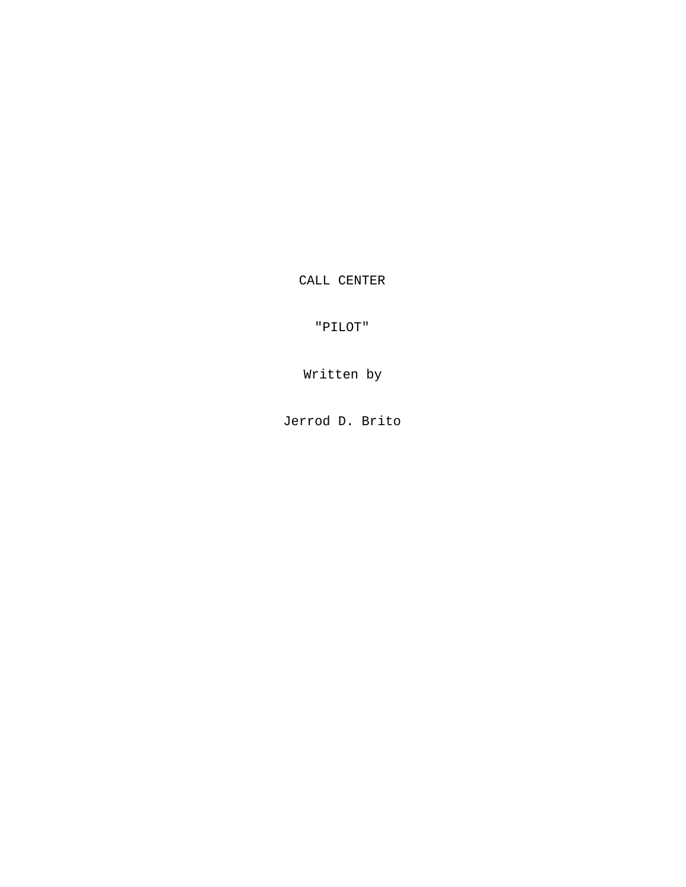CALL CENTER

"PILOT"

Written by

Jerrod D. Brito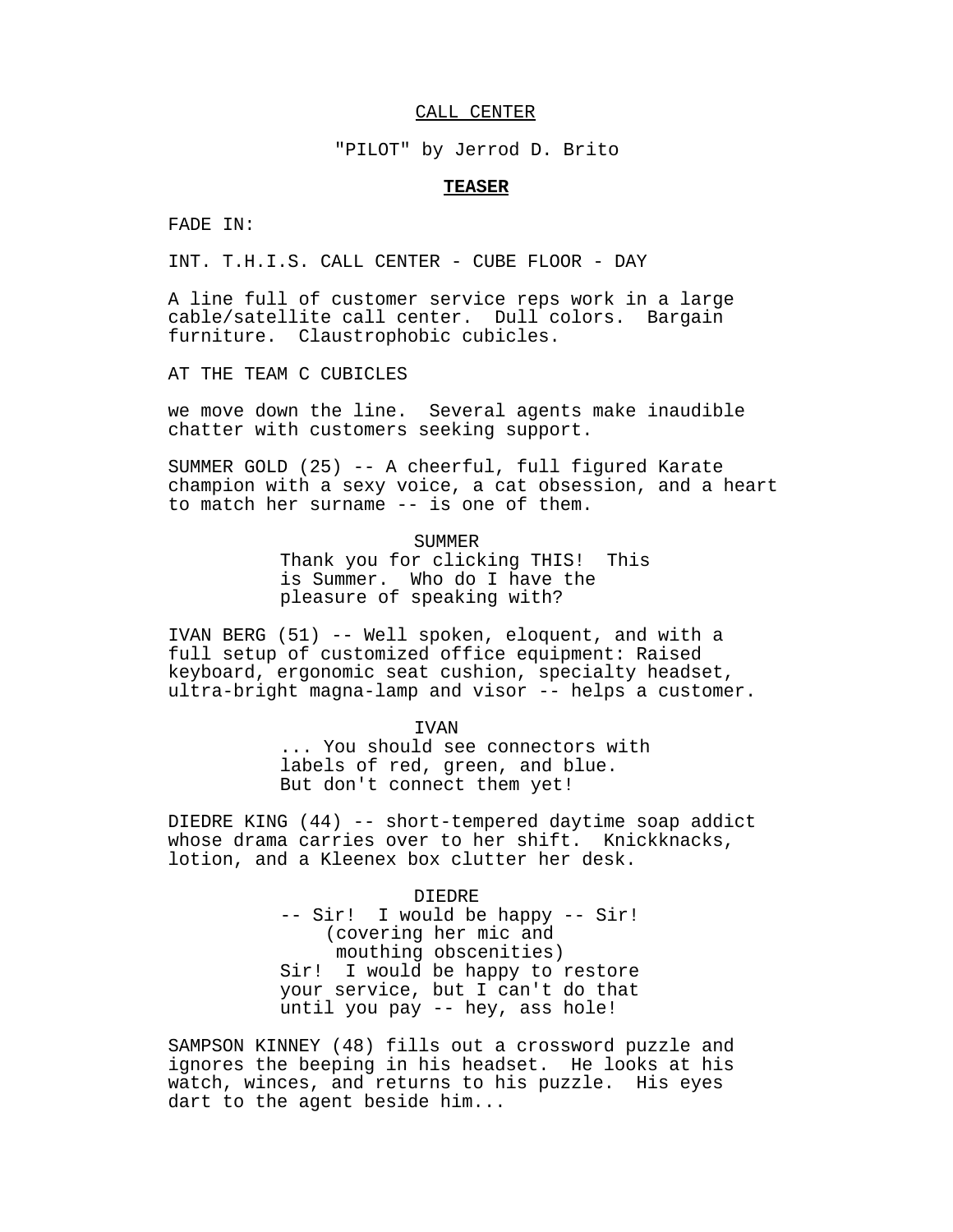CALL CENTER

"PILOT" by Jerrod D. Brito

**TEASER**

FADE IN:

INT. T.H.I.S. CALL CENTER - CUBE FLOOR - DAY

A line full of customer service reps work in a large cable/satellite call center. Dull colors. Bargain furniture. Claustrophobic cubicles.

AT THE TEAM C CUBICLES

we move down the line. Several agents make inaudible chatter with customers seeking support.

SUMMER GOLD (25) -- A cheerful, full figured Karate champion with a sexy voice, a cat obsession, and a heart to match her surname -- is one of them.

SUMMER
Thank you for clicking THIS! This is Summer. Who do I have the pleasure of speaking with?

IVAN BERG (51) -- Well spoken, eloquent, and with a full setup of customized office equipment: Raised keyboard, ergonomic seat cushion, specialty headset, ultra-bright magna-lamp and visor -- helps a customer.

IVAN
... You should see connectors with labels of red, green, and blue. But don't connect them yet!

DIEDRE KING (44) -- short-tempered daytime soap addict whose drama carries over to her shift. Knickknacks, lotion, and a Kleenex box clutter her desk.

DIEDRE
-- Sir! I would be happy -- Sir!
(covering her mic and mouthing obscenities)
Sir! I would be happy to restore your service, but I can't do that until you pay -- hey, ass hole!

SAMPSON KINNEY (48) fills out a crossword puzzle and ignores the beeping in his headset. He looks at his watch, winces, and returns to his puzzle. His eyes dart to the agent beside him...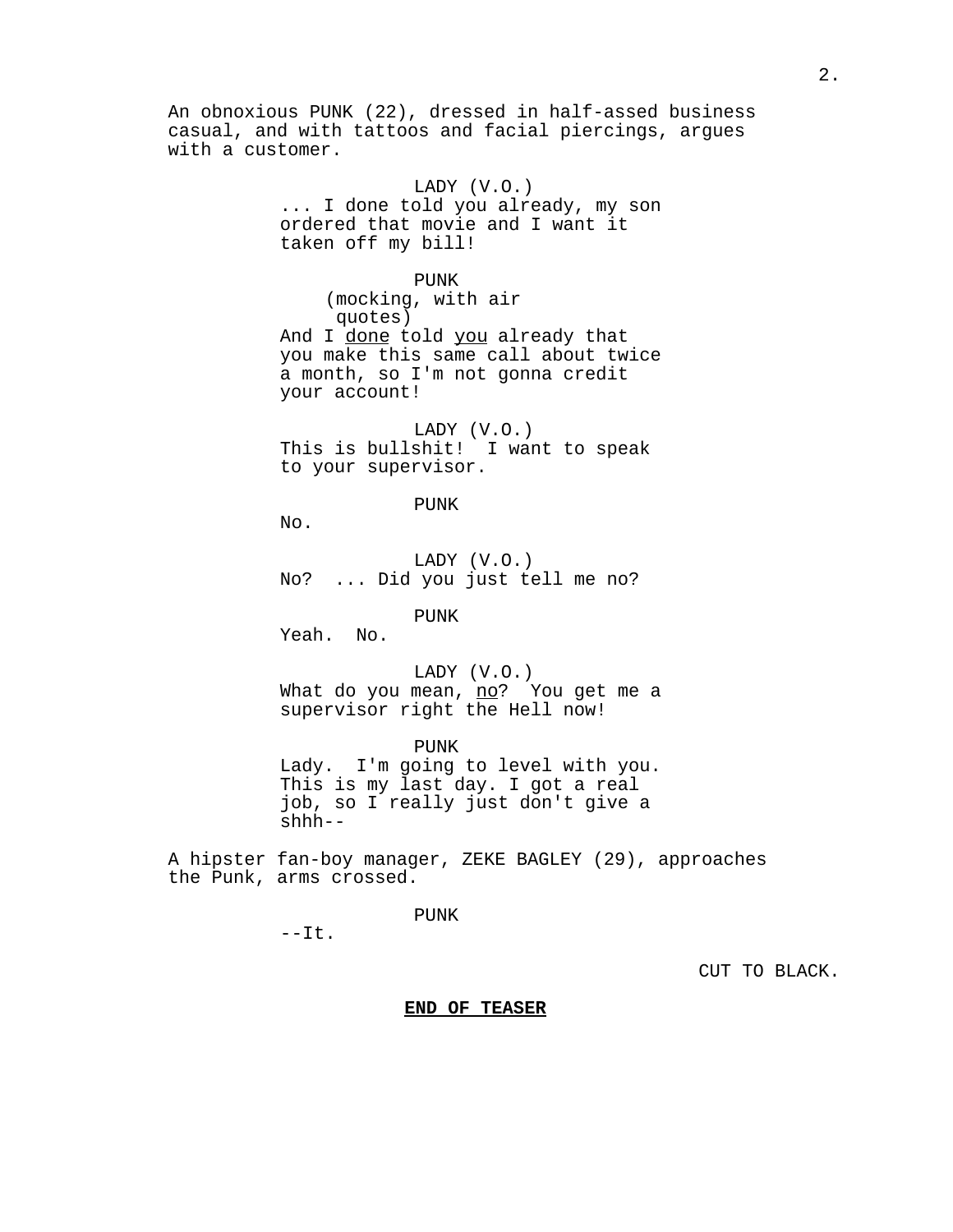An obnoxious PUNK (22), dressed in half-assed business casual, and with tattoos and facial piercings, argues with a customer.

LADY (V.O.)
... I done told you already, my son ordered that movie and I want it taken off my bill!

PUNK
(mocking, with air quotes)
And I <u>done</u> told <u>you</u> already that you make this same call about twice a month, so I'm not gonna credit your account!

LADY (V.O.)
This is bullshit!  I want to speak to your supervisor.

PUNK
No.

LADY (V.O.)
No?  ... Did you just tell me no?

PUNK
Yeah.  No.

LADY (V.O.)
What do you mean, <u>no</u>?  You get me a supervisor right the Hell now!

PUNK
Lady.  I'm going to level with you. This is my last day. I got a real job, so I really just don't give a shhh--

A hipster fan-boy manager, ZEKE BAGLEY (29), approaches the Punk, arms crossed.

PUNK
--It.

CUT TO BLACK.

**<u>END OF TEASER</u>**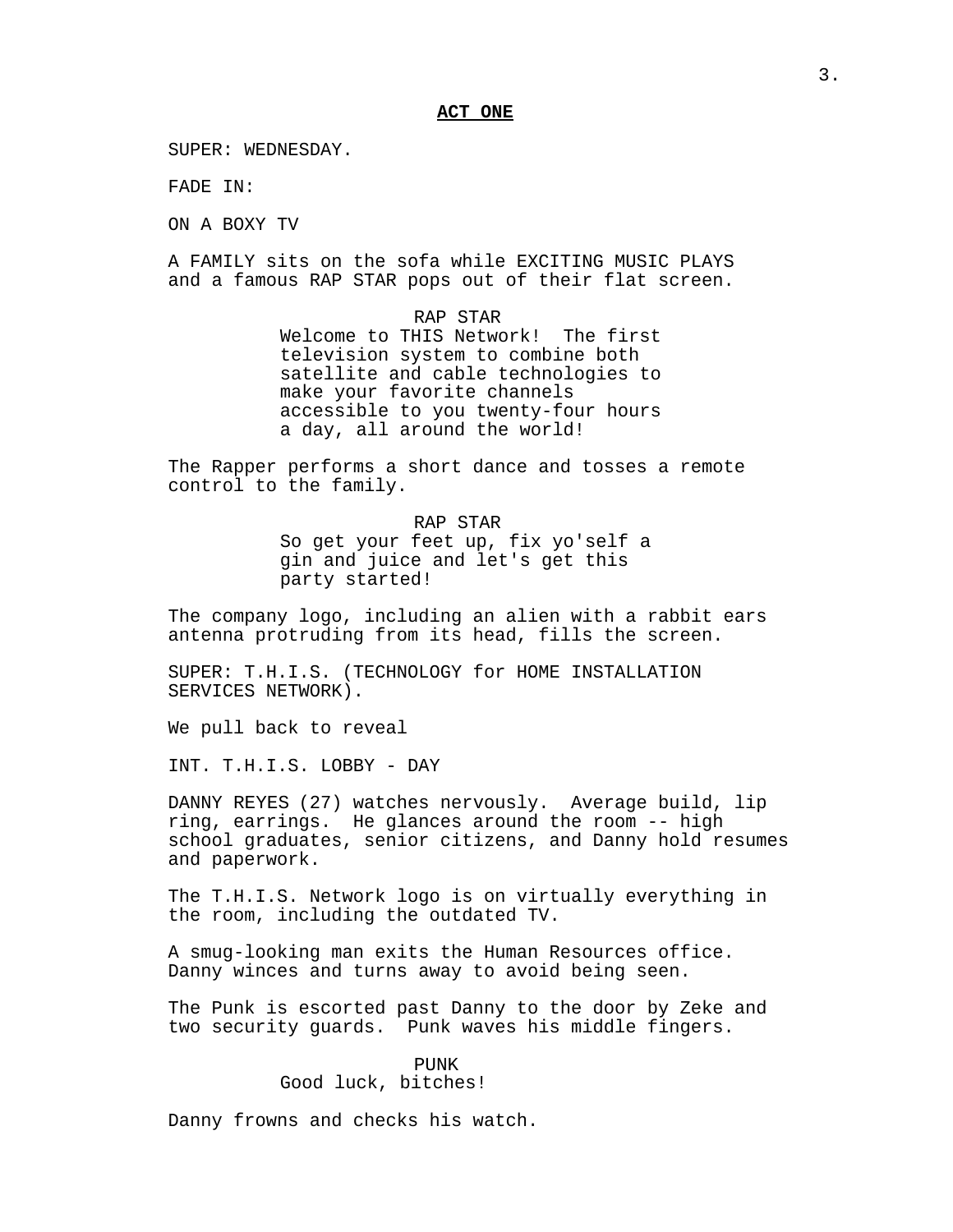**ACT ONE**

SUPER: WEDNESDAY.

FADE IN:

ON A BOXY TV

A FAMILY sits on the sofa while EXCITING MUSIC PLAYS and a famous RAP STAR pops out of their flat screen.

RAP STAR
Welcome to THIS Network! The first television system to combine both satellite and cable technologies to make your favorite channels accessible to you twenty-four hours a day, all around the world!

The Rapper performs a short dance and tosses a remote control to the family.

RAP STAR
So get your feet up, fix yo'self a gin and juice and let's get this party started!

The company logo, including an alien with a rabbit ears antenna protruding from its head, fills the screen.

SUPER: T.H.I.S. (TECHNOLOGY for HOME INSTALLATION SERVICES NETWORK).

We pull back to reveal

INT. T.H.I.S. LOBBY - DAY

DANNY REYES (27) watches nervously. Average build, lip ring, earrings. He glances around the room -- high school graduates, senior citizens, and Danny hold resumes and paperwork.

The T.H.I.S. Network logo is on virtually everything in the room, including the outdated TV.

A smug-looking man exits the Human Resources office. Danny winces and turns away to avoid being seen.

The Punk is escorted past Danny to the door by Zeke and two security guards. Punk waves his middle fingers.

PUNK
Good luck, bitches!

Danny frowns and checks his watch.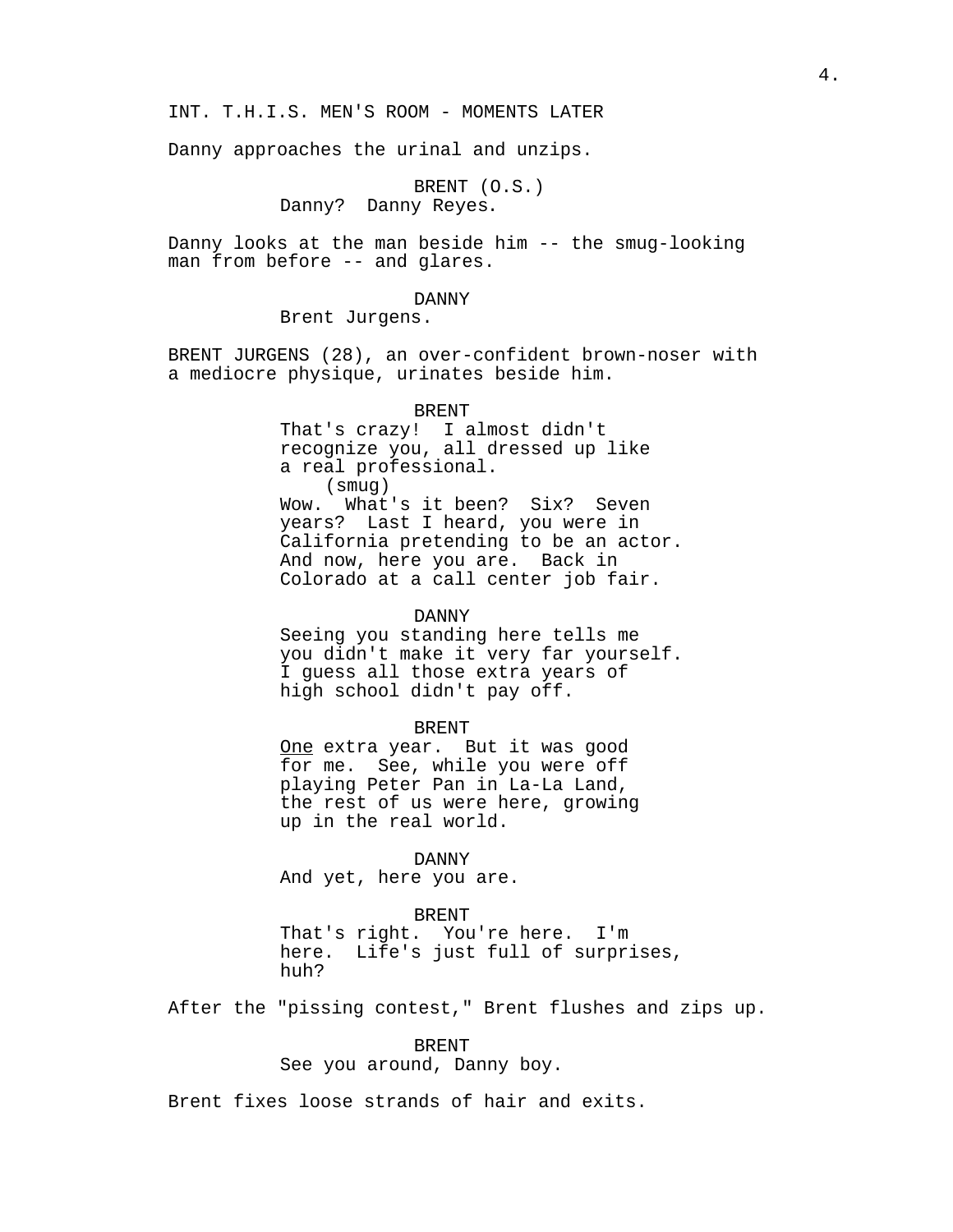INT. T.H.I.S. MEN'S ROOM - MOMENTS LATER

Danny approaches the urinal and unzips.

BRENT (O.S.)
Danny? Danny Reyes.

Danny looks at the man beside him -- the smug-looking man from before -- and glares.

DANNY
Brent Jurgens.

BRENT JURGENS (28), an over-confident brown-noser with a mediocre physique, urinates beside him.

BRENT
That's crazy! I almost didn't recognize you, all dressed up like a real professional.
(smug)
Wow. What's it been? Six? Seven years? Last I heard, you were in California pretending to be an actor. And now, here you are. Back in Colorado at a call center job fair.

DANNY
Seeing you standing here tells me you didn't make it very far yourself. I guess all those extra years of high school didn't pay off.

BRENT
<u>One</u> extra year. But it was good for me. See, while you were off playing Peter Pan in La-La Land, the rest of us were here, growing up in the real world.

DANNY
And yet, here you are.

BRENT
That's right. You're here. I'm here. Life's just full of surprises, huh?

After the "pissing contest," Brent flushes and zips up.

BRENT
See you around, Danny boy.

Brent fixes loose strands of hair and exits.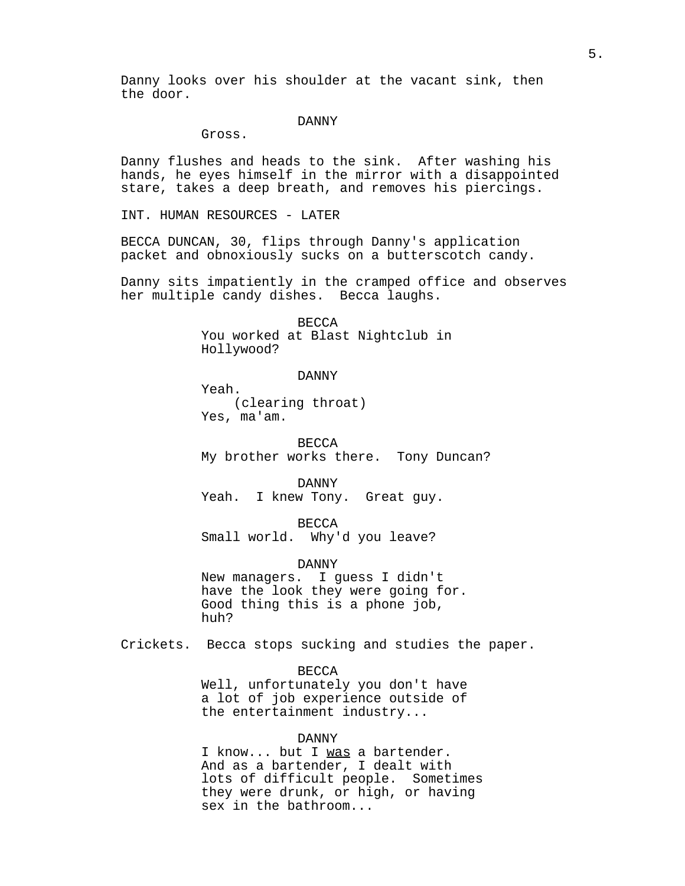Danny looks over his shoulder at the vacant sink, then the door.

DANNY
Gross.

Danny flushes and heads to the sink. After washing his hands, he eyes himself in the mirror with a disappointed stare, takes a deep breath, and removes his piercings.

INT. HUMAN RESOURCES - LATER

BECCA DUNCAN, 30, flips through Danny's application packet and obnoxiously sucks on a butterscotch candy.

Danny sits impatiently in the cramped office and observes her multiple candy dishes. Becca laughs.

BECCA
You worked at Blast Nightclub in Hollywood?

DANNY
Yeah.
(clearing throat)
Yes, ma'am.

BECCA
My brother works there. Tony Duncan?

DANNY
Yeah. I knew Tony. Great guy.

BECCA
Small world. Why'd you leave?

DANNY
New managers. I guess I didn't have the look they were going for. Good thing this is a phone job, huh?

Crickets. Becca stops sucking and studies the paper.

BECCA
Well, unfortunately you don't have a lot of job experience outside of the entertainment industry...

DANNY
I know... but I <u>was</u> a bartender. And as a bartender, I dealt with lots of difficult people. Sometimes they were drunk, or high, or having sex in the bathroom...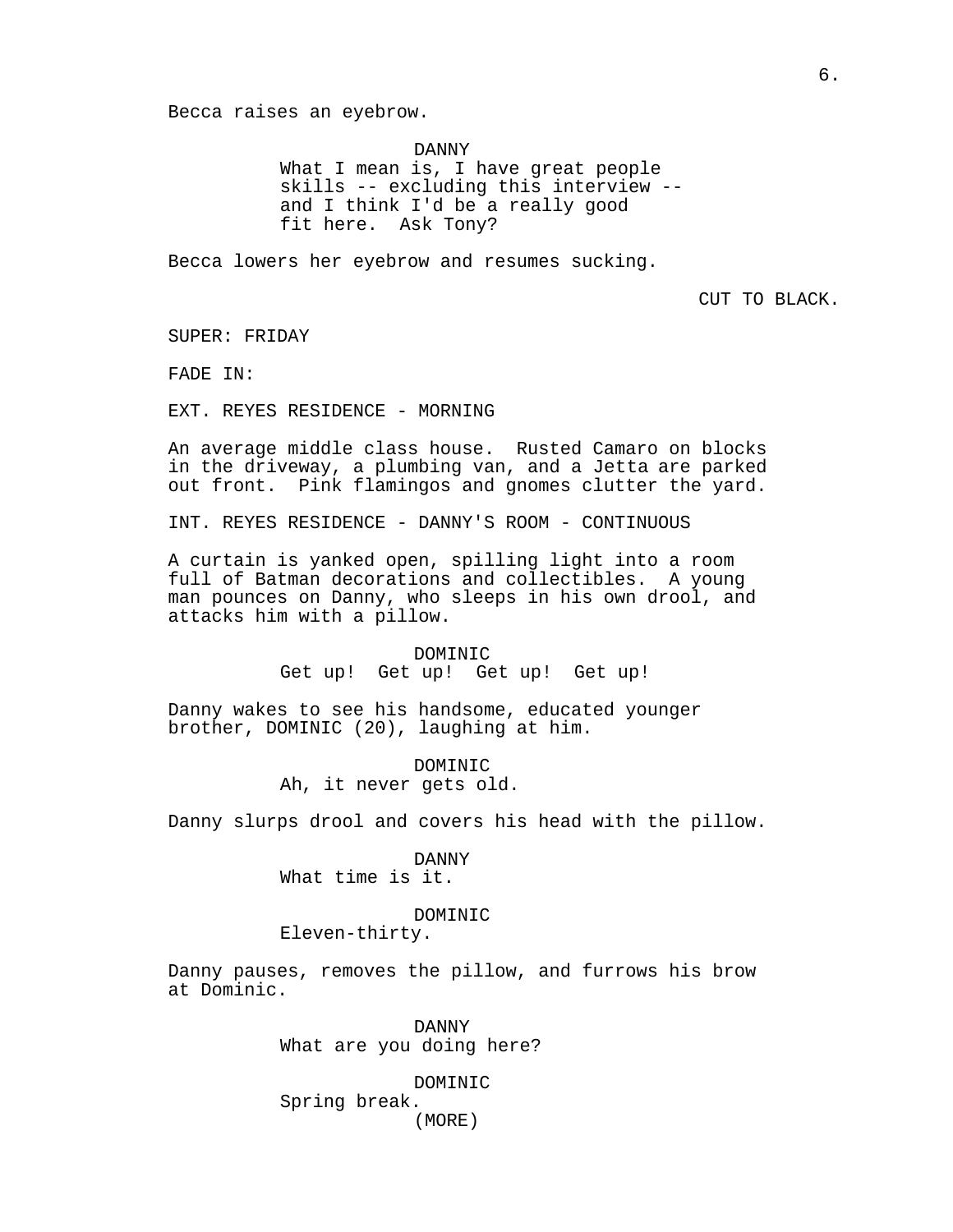Becca raises an eyebrow.

DANNY
What I mean is, I have great people skills -- excluding this interview -- and I think I'd be a really good fit here. Ask Tony?

Becca lowers her eyebrow and resumes sucking.

CUT TO BLACK.

SUPER: FRIDAY

FADE IN:

EXT. REYES RESIDENCE - MORNING

An average middle class house. Rusted Camaro on blocks in the driveway, a plumbing van, and a Jetta are parked out front. Pink flamingos and gnomes clutter the yard.

INT. REYES RESIDENCE - DANNY'S ROOM - CONTINUOUS

A curtain is yanked open, spilling light into a room full of Batman decorations and collectibles. A young man pounces on Danny, who sleeps in his own drool, and attacks him with a pillow.

DOMINIC
Get up! Get up! Get up! Get up!

Danny wakes to see his handsome, educated younger brother, DOMINIC (20), laughing at him.

DOMINIC
Ah, it never gets old.

Danny slurps drool and covers his head with the pillow.

DANNY
What time is it.

DOMINIC
Eleven-thirty.

Danny pauses, removes the pillow, and furrows his brow at Dominic.

DANNY
What are you doing here?

DOMINIC
Spring break.
(MORE)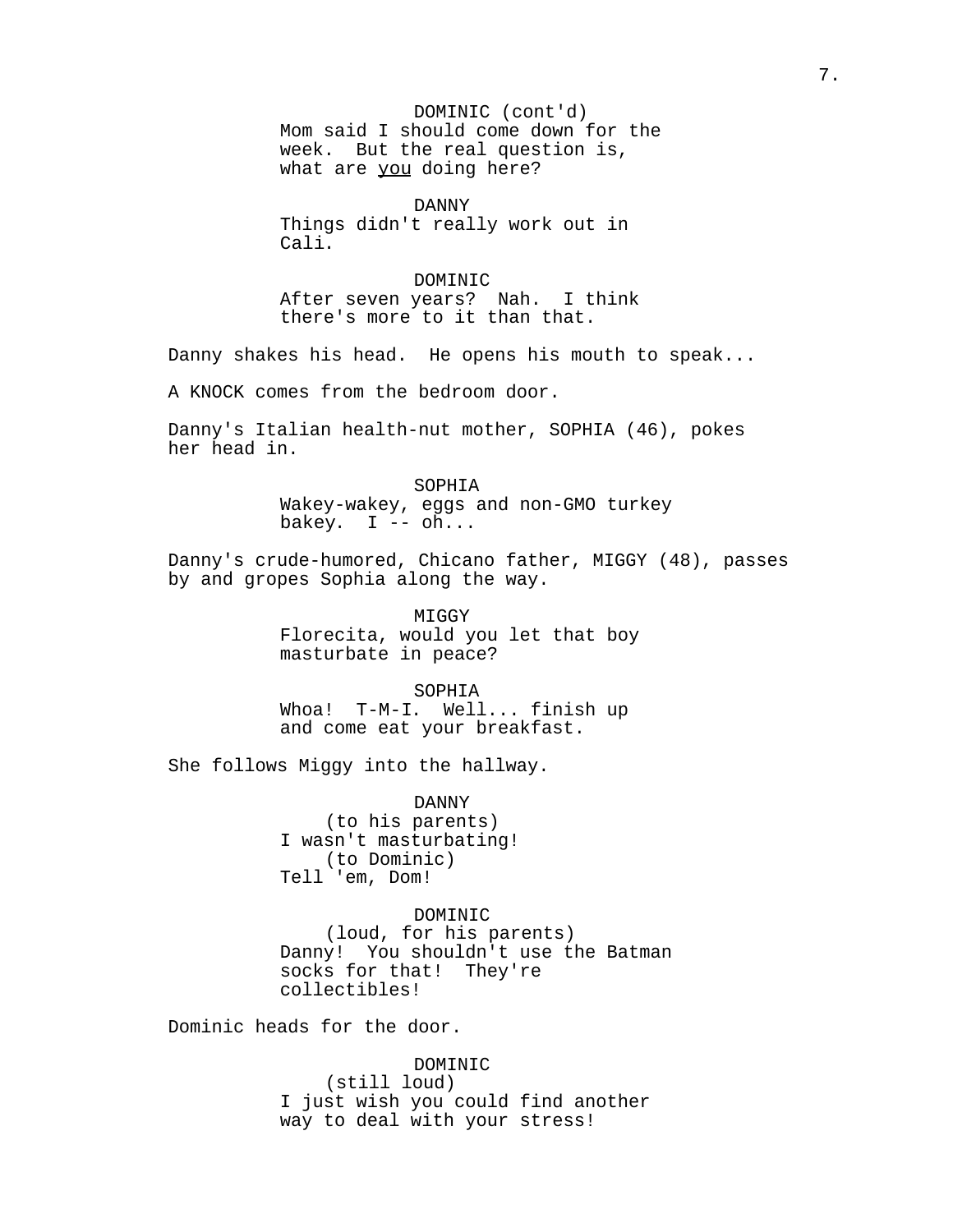DOMINIC (cont'd)
Mom said I should come down for the week. But the real question is, what are _you_ doing here?

DANNY
Things didn't really work out in Cali.

DOMINIC
After seven years? Nah. I think there's more to it than that.

Danny shakes his head. He opens his mouth to speak...

A KNOCK comes from the bedroom door.

Danny's Italian health-nut mother, SOPHIA (46), pokes her head in.

SOPHIA
Wakey-wakey, eggs and non-GMO turkey bakey. I -- oh...

Danny's crude-humored, Chicano father, MIGGY (48), passes by and gropes Sophia along the way.

MIGGY
Florecita, would you let that boy masturbate in peace?

SOPHIA
Whoa! T-M-I. Well... finish up and come eat your breakfast.

She follows Miggy into the hallway.

DANNY
(to his parents)
I wasn't masturbating!
(to Dominic)
Tell 'em, Dom!

DOMINIC
(loud, for his parents)
Danny! You shouldn't use the Batman socks for that! They're collectibles!

Dominic heads for the door.

DOMINIC
(still loud)
I just wish you could find another way to deal with your stress!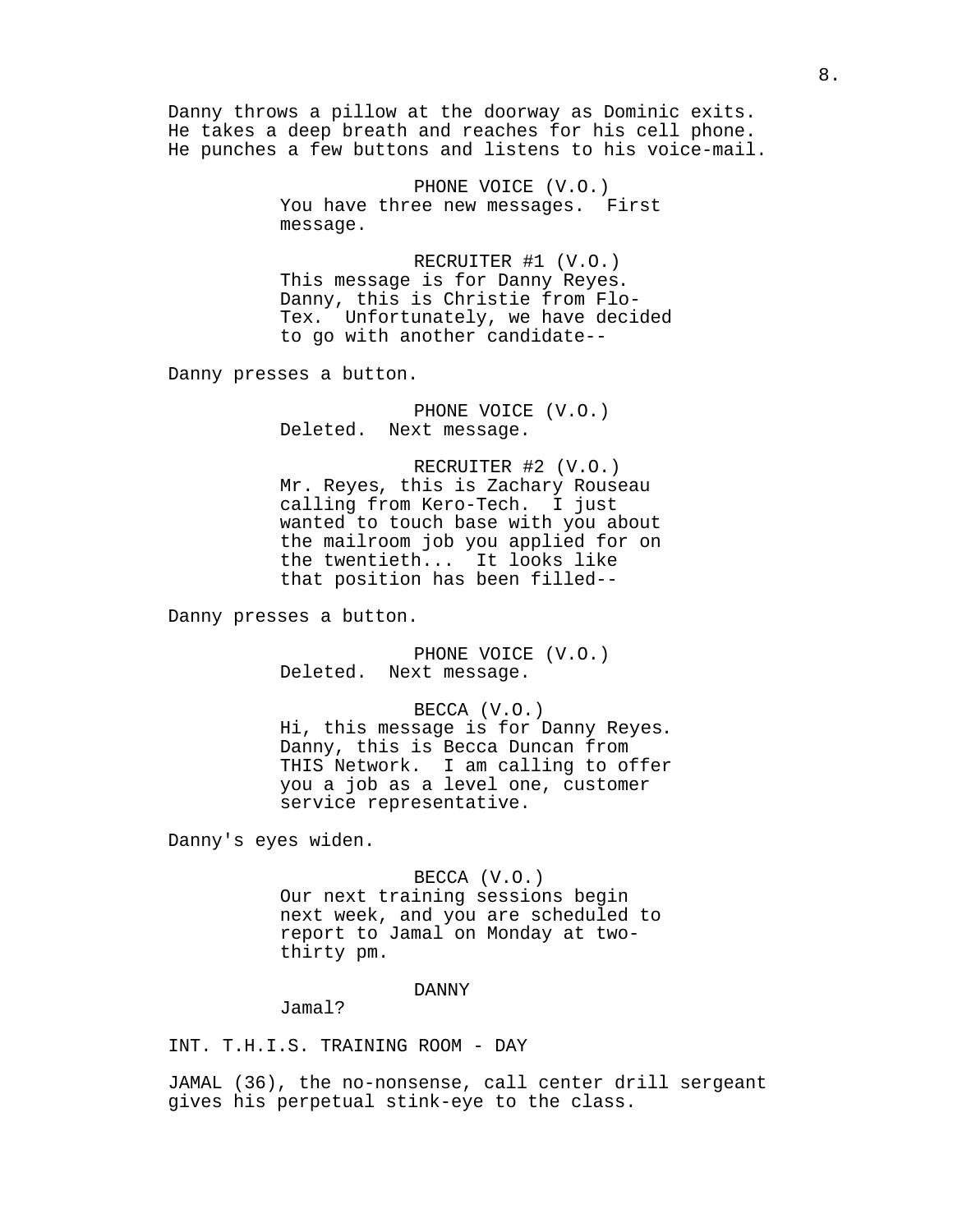Danny throws a pillow at the doorway as Dominic exits. He takes a deep breath and reaches for his cell phone. He punches a few buttons and listens to his voice-mail.

PHONE VOICE (V.O.)
You have three new messages. First message.

RECRUITER #1 (V.O.)
This message is for Danny Reyes. Danny, this is Christie from Flo-Tex. Unfortunately, we have decided to go with another candidate--

Danny presses a button.

PHONE VOICE (V.O.)
Deleted. Next message.

RECRUITER #2 (V.O.)
Mr. Reyes, this is Zachary Rouseau calling from Kero-Tech. I just wanted to touch base with you about the mailroom job you applied for on the twentieth... It looks like that position has been filled--

Danny presses a button.

PHONE VOICE (V.O.)
Deleted. Next message.

BECCA (V.O.)
Hi, this message is for Danny Reyes. Danny, this is Becca Duncan from THIS Network. I am calling to offer you a job as a level one, customer service representative.

Danny's eyes widen.

BECCA (V.O.)
Our next training sessions begin next week, and you are scheduled to report to Jamal on Monday at two-thirty pm.

DANNY
Jamal?

INT. T.H.I.S. TRAINING ROOM - DAY

JAMAL (36), the no-nonsense, call center drill sergeant gives his perpetual stink-eye to the class.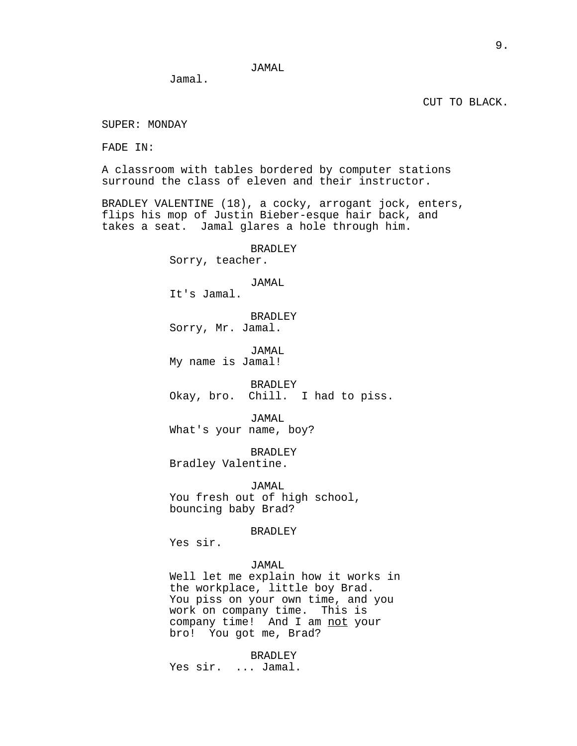JAMAL
Jamal.

CUT TO BLACK.

SUPER: MONDAY

FADE IN:

A classroom with tables bordered by computer stations surround the class of eleven and their instructor.

BRADLEY VALENTINE (18), a cocky, arrogant jock, enters, flips his mop of Justin Bieber-esque hair back, and takes a seat.  Jamal glares a hole through him.

BRADLEY
Sorry, teacher.

JAMAL
It's Jamal.

BRADLEY
Sorry, Mr. Jamal.

JAMAL
My name is Jamal!

BRADLEY
Okay, bro.  Chill.  I had to piss.

JAMAL
What's your name, boy?

BRADLEY
Bradley Valentine.

JAMAL
You fresh out of high school, bouncing baby Brad?

BRADLEY
Yes sir.

JAMAL
Well let me explain how it works in the workplace, little boy Brad. You piss on your own time, and you work on company time.  This is company time!  And I am <u>not</u> your bro!  You got me, Brad?

BRADLEY
Yes sir.  ... Jamal.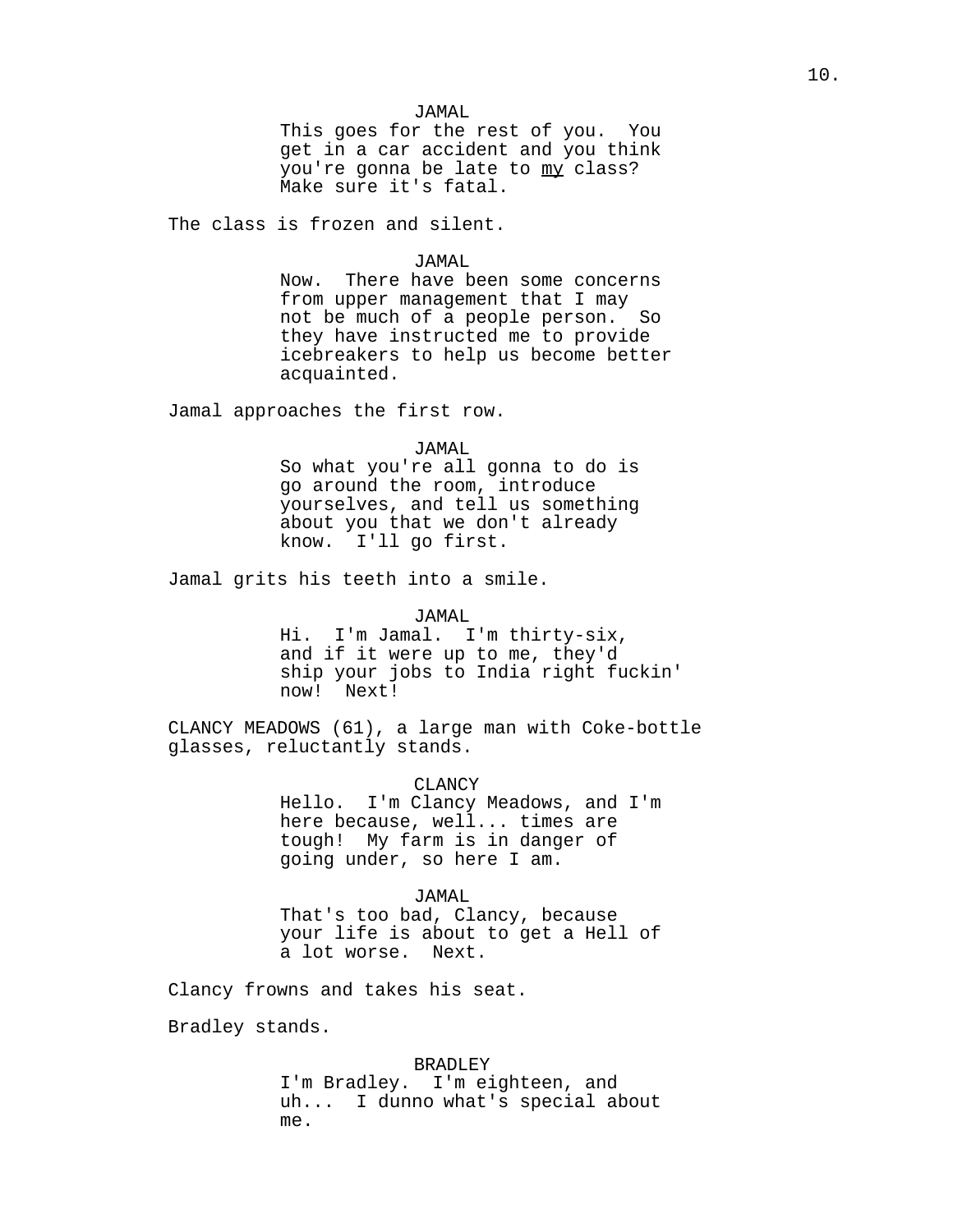JAMAL

This goes for the rest of you. You get in a car accident and you think you're gonna be late to <u>my</u> class? Make sure it's fatal.

The class is frozen and silent.

JAMAL

Now. There have been some concerns from upper management that I may not be much of a people person. So they have instructed me to provide icebreakers to help us become better acquainted.

Jamal approaches the first row.

JAMAL

So what you're all gonna to do is go around the room, introduce yourselves, and tell us something about you that we don't already know. I'll go first.

Jamal grits his teeth into a smile.

JAMAL

Hi. I'm Jamal. I'm thirty-six, and if it were up to me, they'd ship your jobs to India right fuckin' now! Next!

CLANCY MEADOWS (61), a large man with Coke-bottle glasses, reluctantly stands.

CLANCY

Hello. I'm Clancy Meadows, and I'm here because, well... times are tough! My farm is in danger of going under, so here I am.

JAMAL

That's too bad, Clancy, because your life is about to get a Hell of a lot worse. Next.

Clancy frowns and takes his seat.

Bradley stands.

BRADLEY

I'm Bradley. I'm eighteen, and uh... I dunno what's special about me.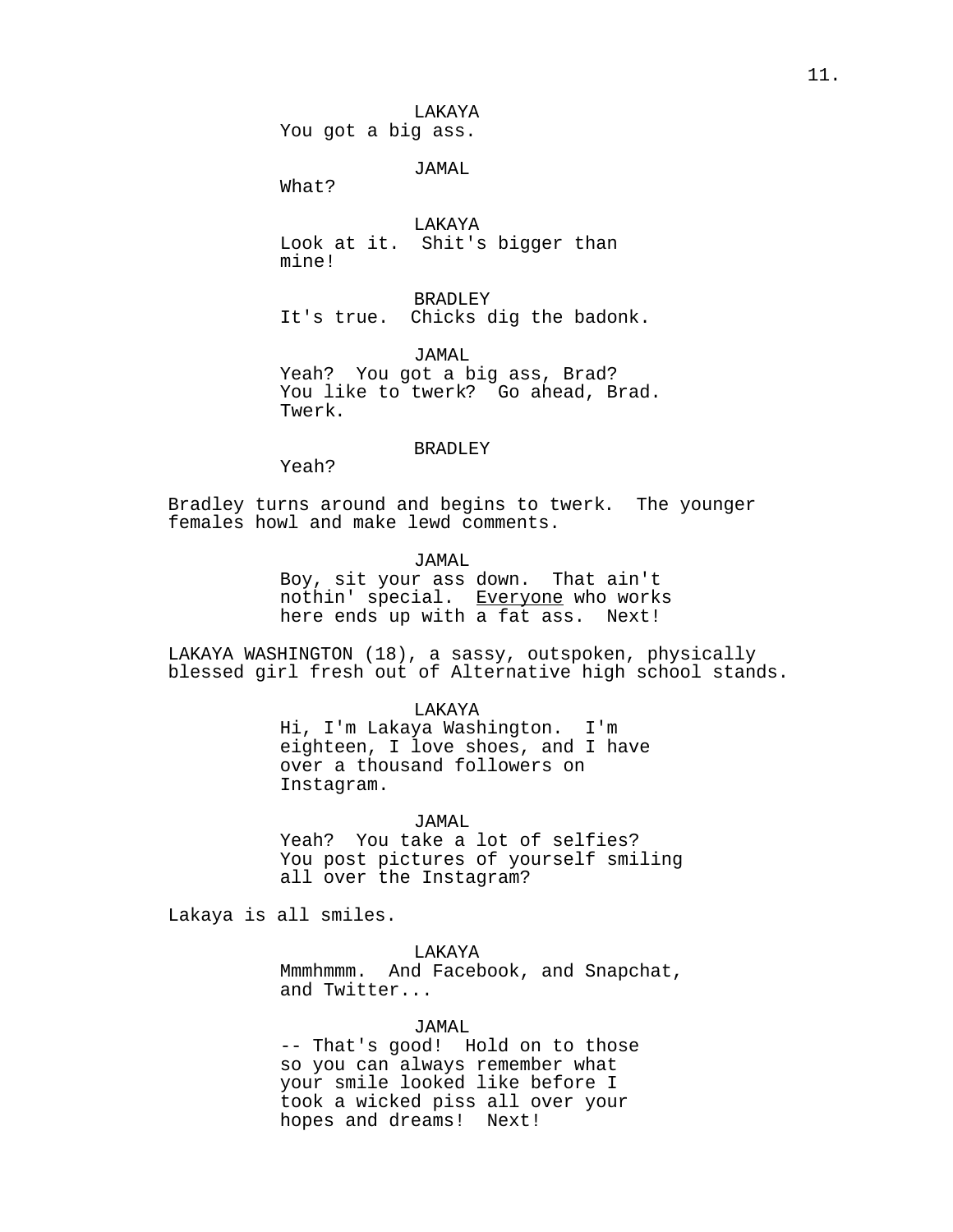LAKAYA
You got a big ass.

JAMAL
What?

LAKAYA
Look at it.  Shit's bigger than mine!

BRADLEY
It's true.  Chicks dig the badonk.

JAMAL
Yeah?  You got a big ass, Brad? You like to twerk?  Go ahead, Brad. Twerk.

BRADLEY
Yeah?

Bradley turns around and begins to twerk.  The younger females howl and make lewd comments.

JAMAL
Boy, sit your ass down.  That ain't nothin' special.  Everyone who works here ends up with a fat ass.  Next!

LAKAYA WASHINGTON (18), a sassy, outspoken, physically blessed girl fresh out of Alternative high school stands.

LAKAYA
Hi, I'm Lakaya Washington.  I'm eighteen, I love shoes, and I have over a thousand followers on Instagram.

JAMAL
Yeah?  You take a lot of selfies? You post pictures of yourself smiling all over the Instagram?

Lakaya is all smiles.

LAKAYA
Mmmhmmm.  And Facebook, and Snapchat, and Twitter...

JAMAL
-- That's good!  Hold on to those so you can always remember what your smile looked like before I took a wicked piss all over your hopes and dreams!  Next!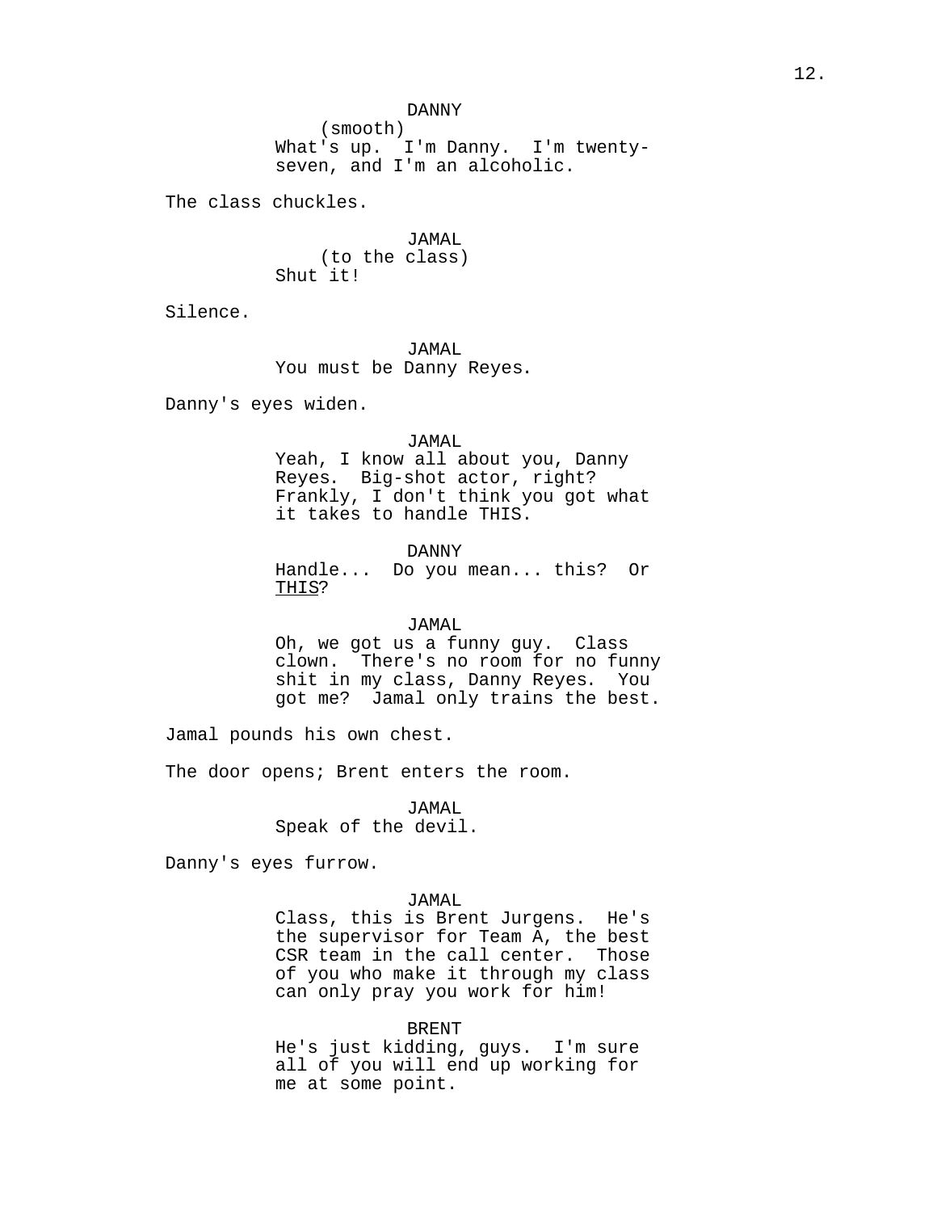DANNY
(smooth)
What's up. I'm Danny. I'm twenty-seven, and I'm an alcoholic.

The class chuckles.

JAMAL
(to the class)
Shut it!

Silence.

JAMAL
You must be Danny Reyes.

Danny's eyes widen.

JAMAL
Yeah, I know all about you, Danny Reyes. Big-shot actor, right? Frankly, I don't think you got what it takes to handle THIS.

DANNY
Handle... Do you mean... this? Or <u>THIS</u>?

JAMAL
Oh, we got us a funny guy. Class clown. There's no room for no funny shit in my class, Danny Reyes. You got me? Jamal only trains the best.

Jamal pounds his own chest.

The door opens; Brent enters the room.

JAMAL
Speak of the devil.

Danny's eyes furrow.

JAMAL
Class, this is Brent Jurgens. He's the supervisor for Team A, the best CSR team in the call center. Those of you who make it through my class can only pray you work for him!

BRENT
He's just kidding, guys. I'm sure all of you will end up working for me at some point.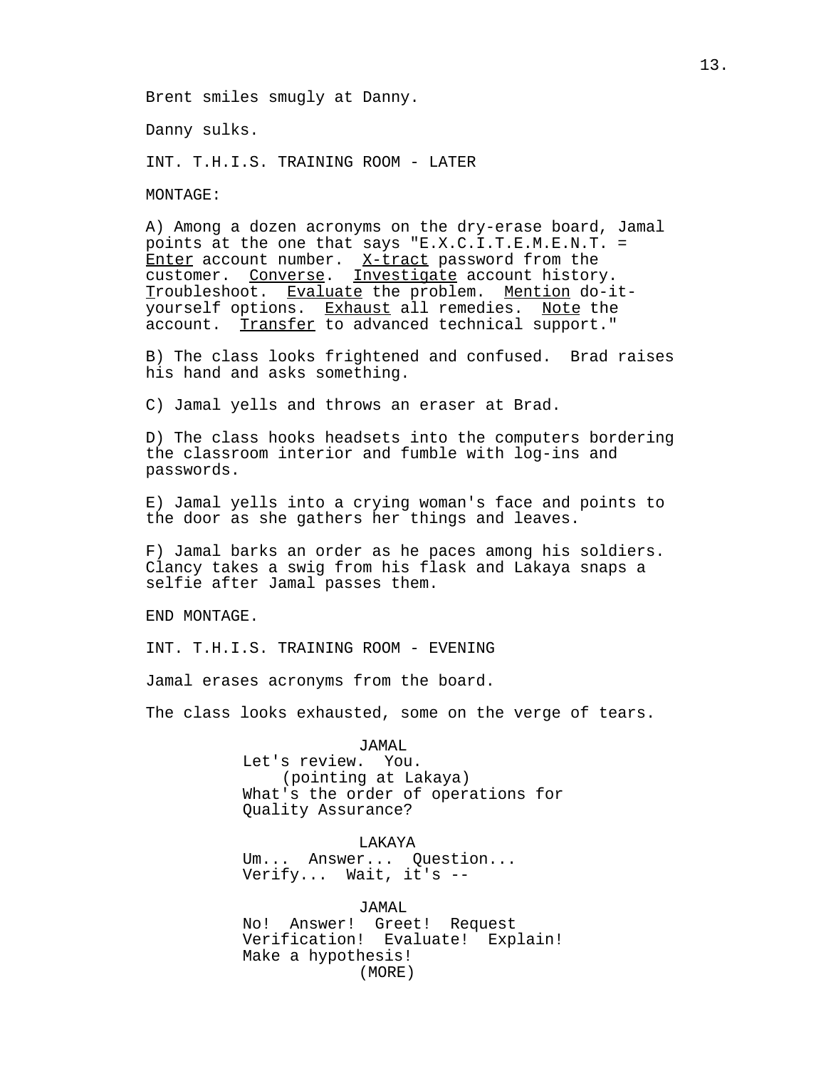Brent smiles smugly at Danny.

Danny sulks.

INT. T.H.I.S. TRAINING ROOM - LATER

MONTAGE:

A) Among a dozen acronyms on the dry-erase board, Jamal points at the one that says "E.X.C.I.T.E.M.E.N.T. = Enter account number. X-tract password from the customer. Converse. Investigate account history. Troubleshoot. Evaluate the problem. Mention do-it-yourself options. Exhaust all remedies. Note the account. Transfer to advanced technical support."

B) The class looks frightened and confused. Brad raises his hand and asks something.

C) Jamal yells and throws an eraser at Brad.

D) The class hooks headsets into the computers bordering the classroom interior and fumble with log-ins and passwords.

E) Jamal yells into a crying woman's face and points to the door as she gathers her things and leaves.

F) Jamal barks an order as he paces among his soldiers. Clancy takes a swig from his flask and Lakaya snaps a selfie after Jamal passes them.

END MONTAGE.

INT. T.H.I.S. TRAINING ROOM - EVENING

Jamal erases acronyms from the board.

The class looks exhausted, some on the verge of tears.

JAMAL

Let's review. You.

(pointing at Lakaya)

What's the order of operations for Quality Assurance?

LAKAYA

Um... Answer... Question... Verify... Wait, it's --

JAMAL

No! Answer! Greet! Request Verification! Evaluate! Explain! Make a hypothesis!

(MORE)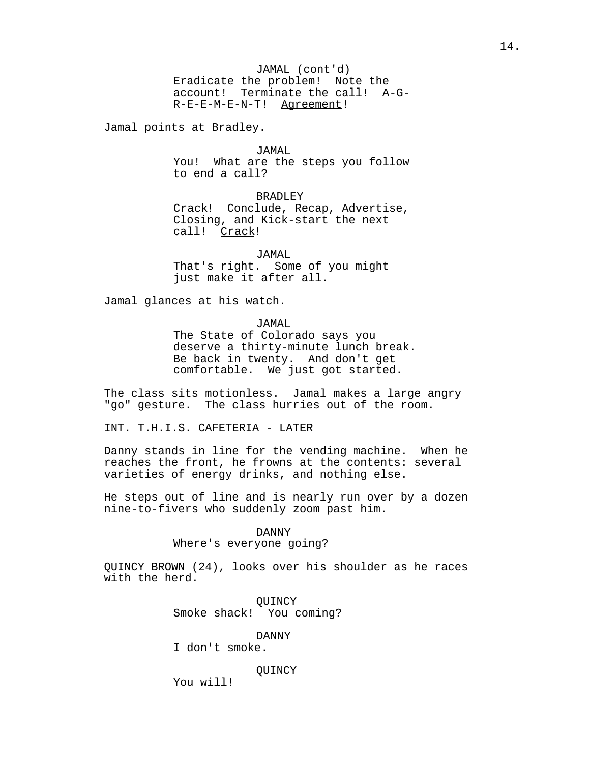JAMAL (cont'd)
Eradicate the problem! Note the account! Terminate the call! A-G-R-E-E-M-E-N-T! <u>Agreement</u>!

Jamal points at Bradley.

JAMAL
You! What are the steps you follow to end a call?

BRADLEY
<u>Crack</u>! Conclude, Recap, Advertise, Closing, and Kick-start the next call! <u>Crack</u>!

JAMAL
That's right. Some of you might just make it after all.

Jamal glances at his watch.

JAMAL
The State of Colorado says you deserve a thirty-minute lunch break. Be back in twenty. And don't get comfortable. We just got started.

The class sits motionless. Jamal makes a large angry "go" gesture. The class hurries out of the room.

INT. T.H.I.S. CAFETERIA - LATER

Danny stands in line for the vending machine. When he reaches the front, he frowns at the contents: several varieties of energy drinks, and nothing else.

He steps out of line and is nearly run over by a dozen nine-to-fivers who suddenly zoom past him.

DANNY
Where's everyone going?

QUINCY BROWN (24), looks over his shoulder as he races with the herd.

QUINCY
Smoke shack! You coming?

DANNY
I don't smoke.

QUINCY
You will!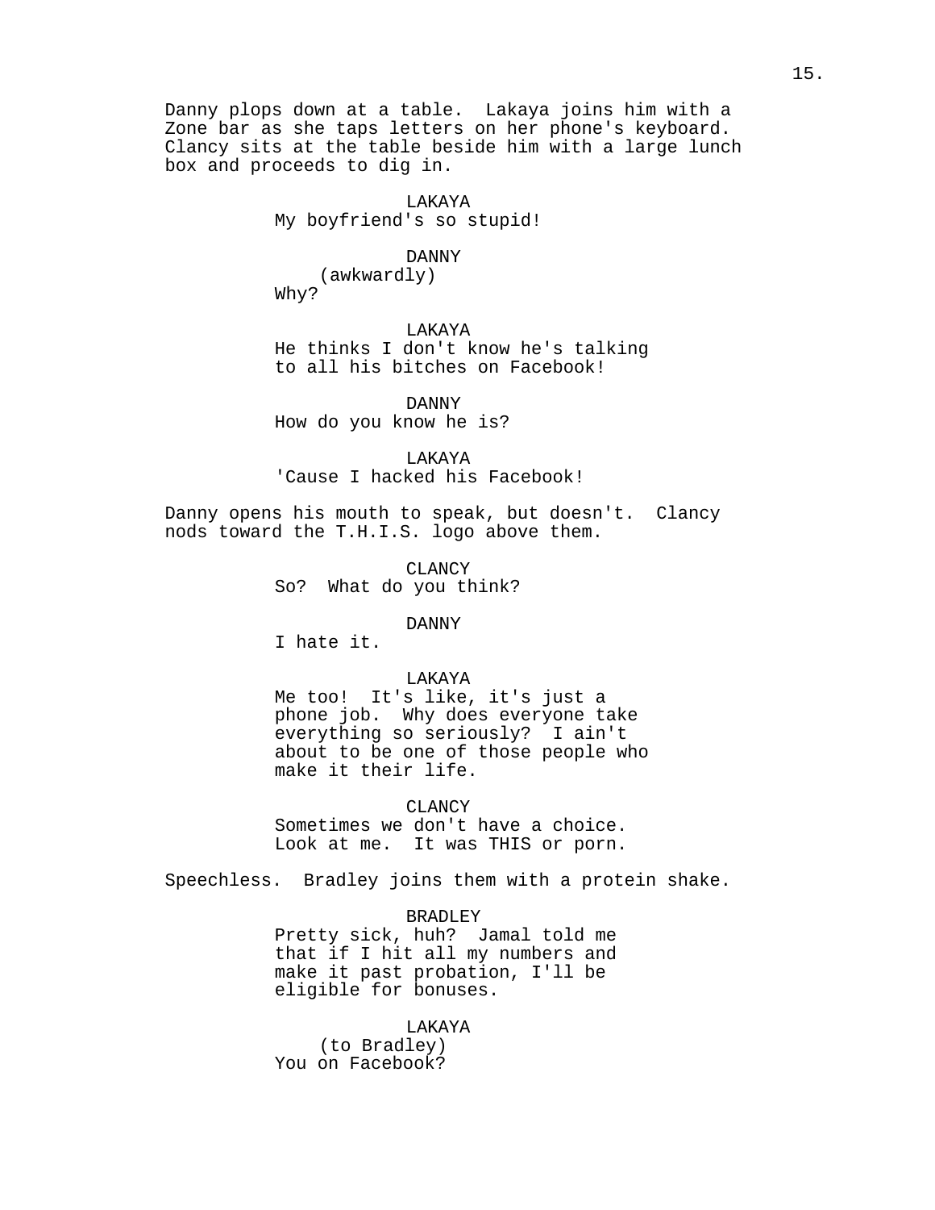Danny plops down at a table. Lakaya joins him with a Zone bar as she taps letters on her phone's keyboard. Clancy sits at the table beside him with a large lunch box and proceeds to dig in.

LAKAYA
My boyfriend's so stupid!

DANNY
(awkwardly)
Why?

LAKAYA
He thinks I don't know he's talking to all his bitches on Facebook!

DANNY
How do you know he is?

LAKAYA
'Cause I hacked his Facebook!

Danny opens his mouth to speak, but doesn't. Clancy nods toward the T.H.I.S. logo above them.

CLANCY
So? What do you think?

DANNY
I hate it.

LAKAYA
Me too! It's like, it's just a phone job. Why does everyone take everything so seriously? I ain't about to be one of those people who make it their life.

CLANCY
Sometimes we don't have a choice. Look at me. It was THIS or porn.

Speechless. Bradley joins them with a protein shake.

BRADLEY
Pretty sick, huh? Jamal told me that if I hit all my numbers and make it past probation, I'll be eligible for bonuses.

LAKAYA
(to Bradley)
You on Facebook?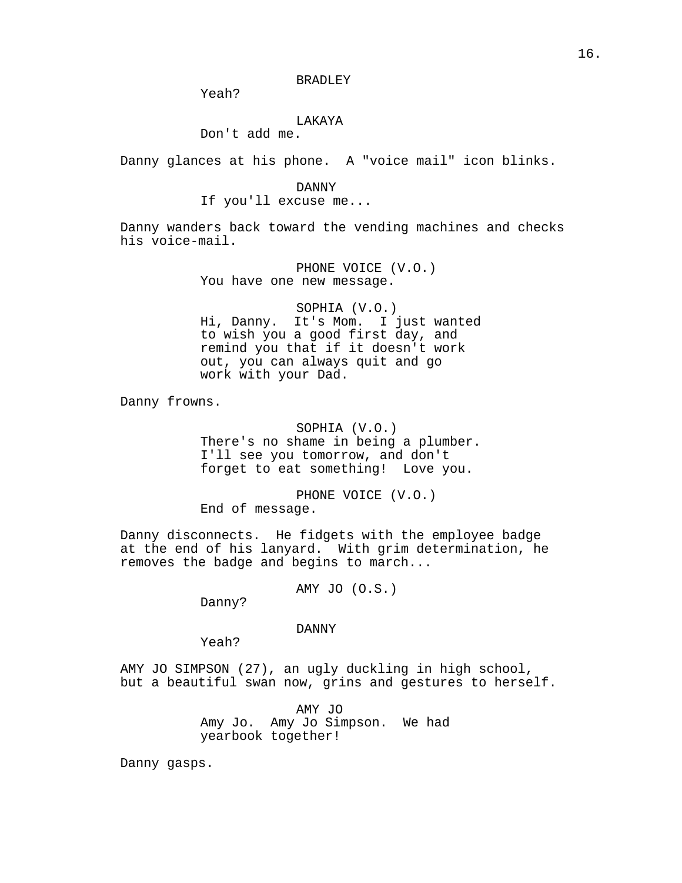BRADLEY

Yeah?

LAKAYA

Don't add me.

Danny glances at his phone. A "voice mail" icon blinks.

DANNY

If you'll excuse me...

Danny wanders back toward the vending machines and checks his voice-mail.

PHONE VOICE (V.O.)

You have one new message.

SOPHIA (V.O.)

Hi, Danny. It's Mom. I just wanted to wish you a good first day, and remind you that if it doesn't work out, you can always quit and go work with your Dad.

Danny frowns.

SOPHIA (V.O.)

There's no shame in being a plumber. I'll see you tomorrow, and don't forget to eat something! Love you.

PHONE VOICE (V.O.)

End of message.

Danny disconnects. He fidgets with the employee badge at the end of his lanyard. With grim determination, he removes the badge and begins to march...

AMY JO (O.S.)

Danny?

DANNY

Yeah?

AMY JO SIMPSON (27), an ugly duckling in high school, but a beautiful swan now, grins and gestures to herself.

AMY JO

Amy Jo. Amy Jo Simpson. We had yearbook together!

Danny gasps.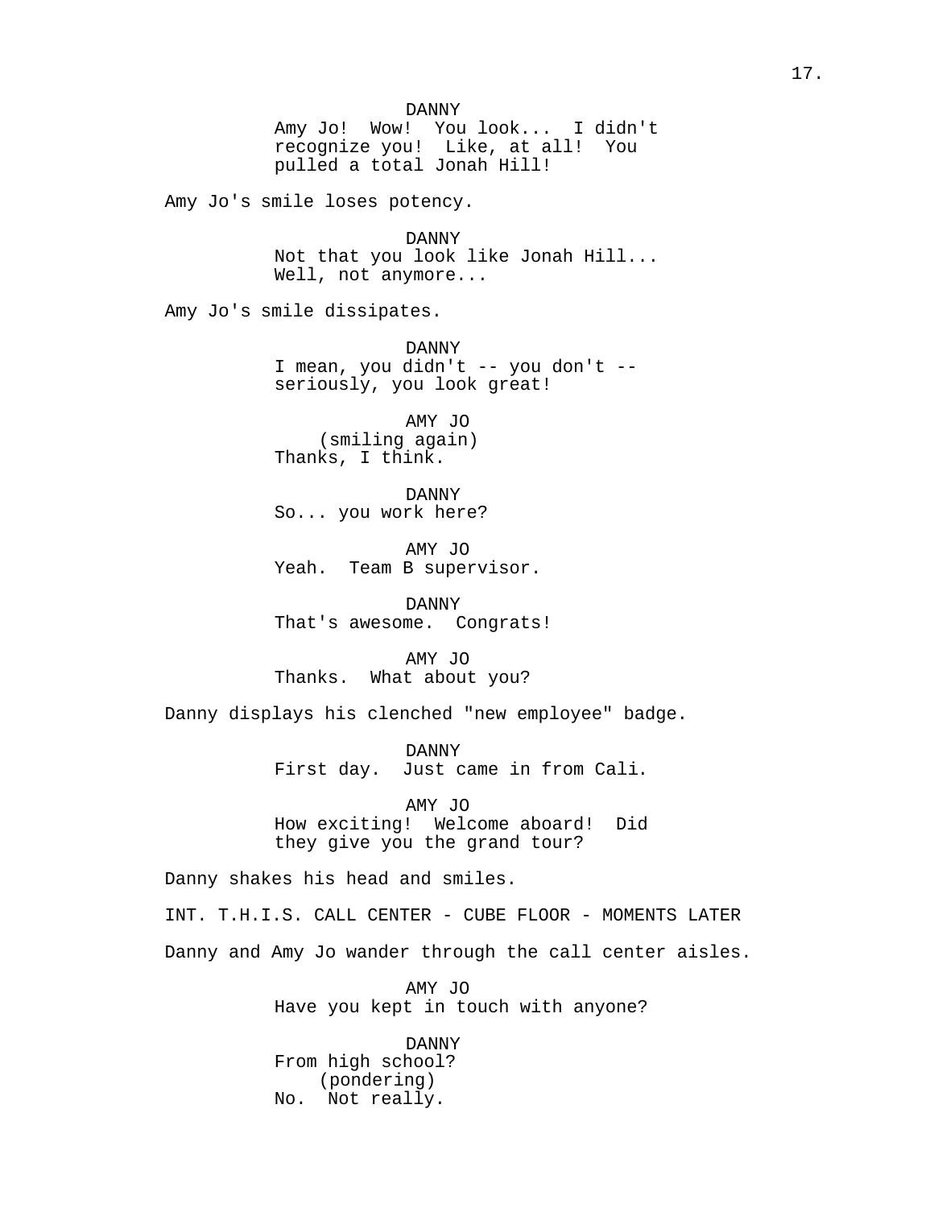DANNY
Amy Jo! Wow! You look... I didn't recognize you! Like, at all! You pulled a total Jonah Hill!

Amy Jo's smile loses potency.

DANNY
Not that you look like Jonah Hill... Well, not anymore...

Amy Jo's smile dissipates.

DANNY
I mean, you didn't -- you don't -- seriously, you look great!

AMY JO
(smiling again)
Thanks, I think.

DANNY
So... you work here?

AMY JO
Yeah. Team B supervisor.

DANNY
That's awesome. Congrats!

AMY JO
Thanks. What about you?

Danny displays his clenched "new employee" badge.

DANNY
First day. Just came in from Cali.

AMY JO
How exciting! Welcome aboard! Did they give you the grand tour?

Danny shakes his head and smiles.

INT. T.H.I.S. CALL CENTER - CUBE FLOOR - MOMENTS LATER

Danny and Amy Jo wander through the call center aisles.

AMY JO
Have you kept in touch with anyone?

DANNY
From high school?
(pondering)
No. Not really.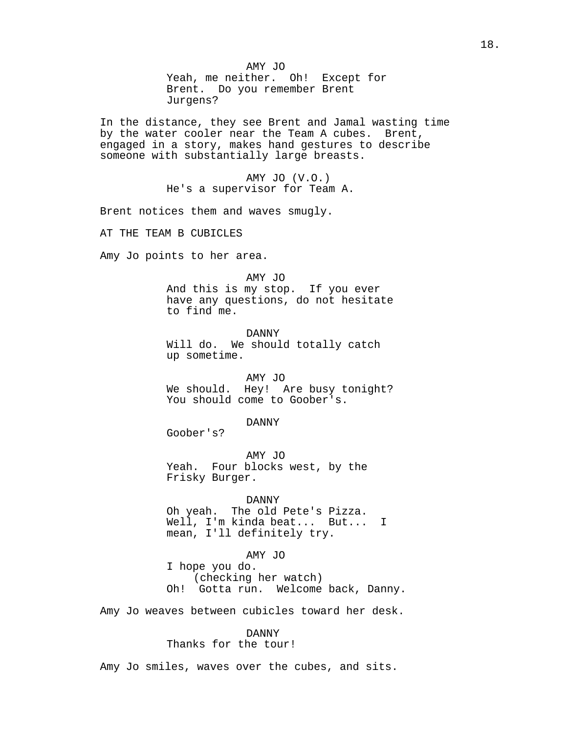AMY JO
Yeah, me neither.  Oh!  Except for Brent.  Do you remember Brent Jurgens?

In the distance, they see Brent and Jamal wasting time by the water cooler near the Team A cubes.  Brent, engaged in a story, makes hand gestures to describe someone with substantially large breasts.

AMY JO (V.O.)
He's a supervisor for Team A.

Brent notices them and waves smugly.

AT THE TEAM B CUBICLES

Amy Jo points to her area.

AMY JO
And this is my stop.  If you ever have any questions, do not hesitate to find me.

DANNY
Will do.  We should totally catch up sometime.

AMY JO
We should.  Hey!  Are busy tonight?  You should come to Goober's.

DANNY
Goober's?

AMY JO
Yeah.  Four blocks west, by the Frisky Burger.

DANNY
Oh yeah.  The old Pete's Pizza.  Well, I'm kinda beat...  But...  I mean, I'll definitely try.

AMY JO
I hope you do.
(checking her watch)
Oh!  Gotta run.  Welcome back, Danny.

Amy Jo weaves between cubicles toward her desk.

DANNY
Thanks for the tour!

Amy Jo smiles, waves over the cubes, and sits.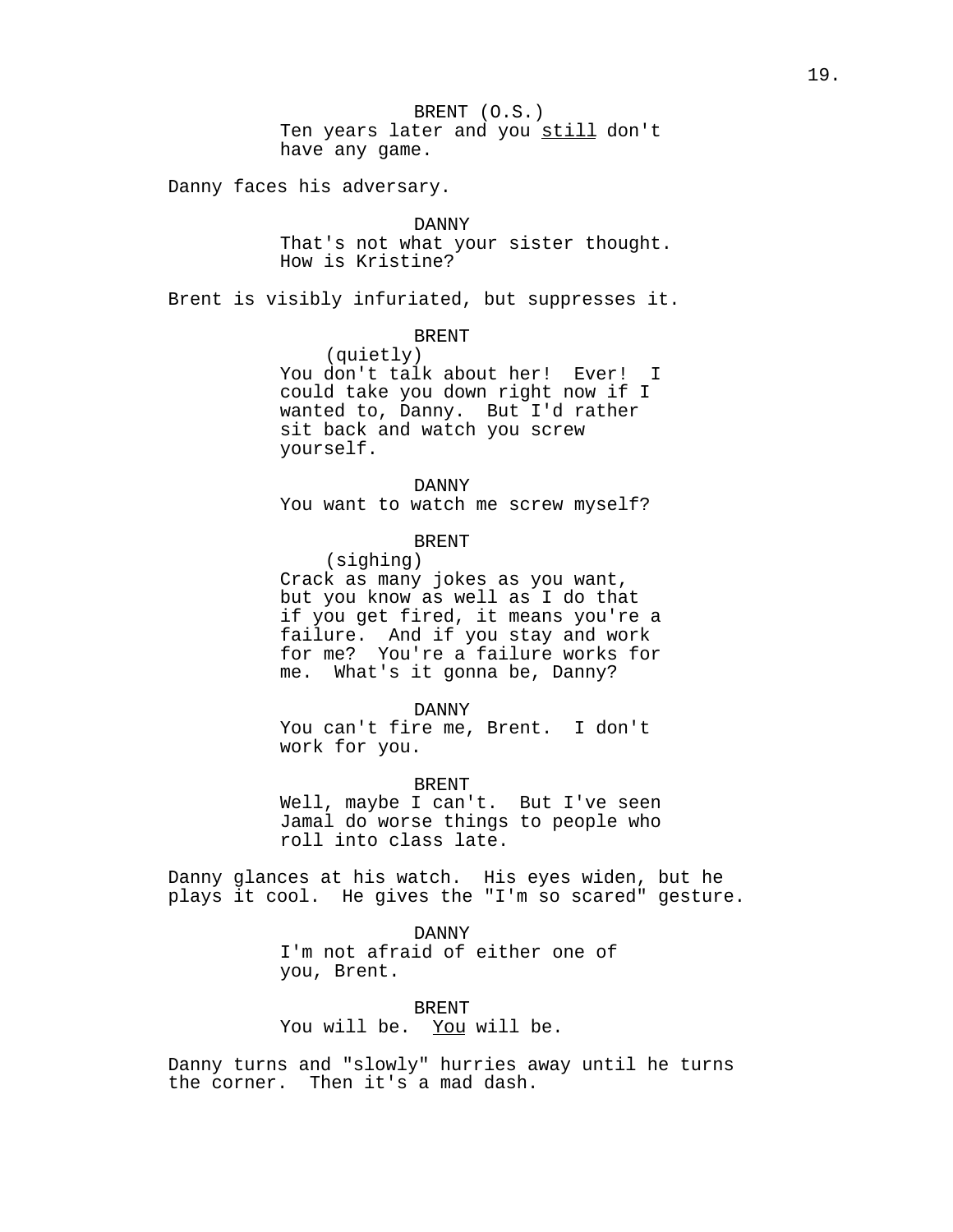BRENT (O.S.)

Ten years later and you _still_ don't have any game.

Danny faces his adversary.

DANNY

That's not what your sister thought. How is Kristine?

Brent is visibly infuriated, but suppresses it.

BRENT

(quietly)

You don't talk about her! Ever! I could take you down right now if I wanted to, Danny. But I'd rather sit back and watch you screw yourself.

DANNY

You want to watch me screw myself?

BRENT

(sighing)

Crack as many jokes as you want, but you know as well as I do that if you get fired, it means you're a failure. And if you stay and work for me? You're a failure works for me. What's it gonna be, Danny?

DANNY

You can't fire me, Brent. I don't work for you.

BRENT

Well, maybe I can't. But I've seen Jamal do worse things to people who roll into class late.

Danny glances at his watch. His eyes widen, but he plays it cool. He gives the "I'm so scared" gesture.

DANNY

I'm not afraid of either one of you, Brent.

BRENT

You will be. _You_ will be.

Danny turns and "slowly" hurries away until he turns the corner. Then it's a mad dash.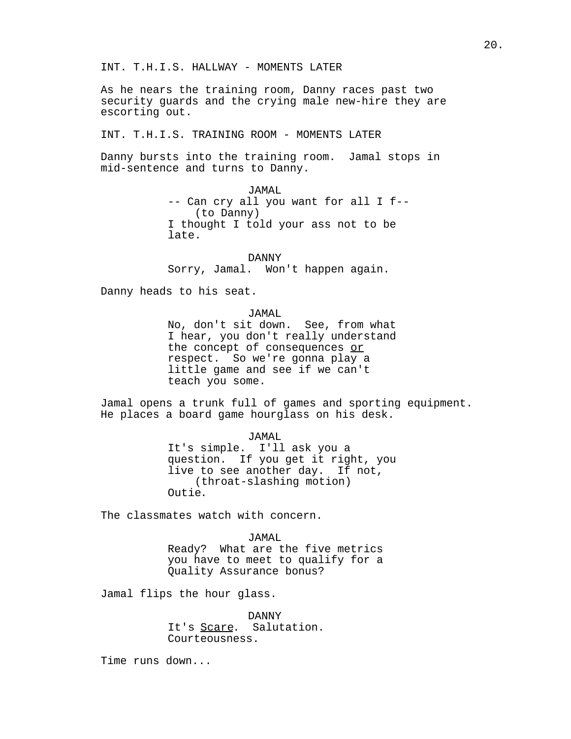INT. T.H.I.S. HALLWAY - MOMENTS LATER

As he nears the training room, Danny races past two security guards and the crying male new-hire they are escorting out.

INT. T.H.I.S. TRAINING ROOM - MOMENTS LATER

Danny bursts into the training room. Jamal stops in mid-sentence and turns to Danny.

JAMAL
-- Can cry all you want for all I f--
(to Danny)
I thought I told your ass not to be late.

DANNY
Sorry, Jamal. Won't happen again.

Danny heads to his seat.

JAMAL
No, don't sit down. See, from what I hear, you don't really understand the concept of consequences <u>or</u> respect. So we're gonna play a little game and see if we can't teach you some.

Jamal opens a trunk full of games and sporting equipment. He places a board game hourglass on his desk.

JAMAL
It's simple. I'll ask you a question. If you get it right, you live to see another day. If not,
(throat-slashing motion)
Outie.

The classmates watch with concern.

JAMAL
Ready? What are the five metrics you have to meet to qualify for a Quality Assurance bonus?

Jamal flips the hour glass.

DANNY
It's <u>Scare</u>. Salutation. Courteousness.

Time runs down...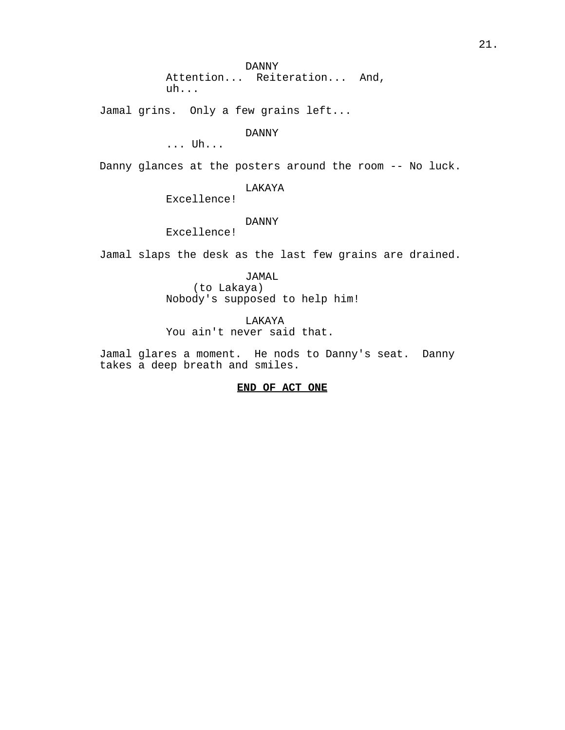DANNY

Attention... Reiteration... And, uh...

Jamal grins. Only a few grains left...

DANNY

... Uh...

Danny glances at the posters around the room -- No luck.

LAKAYA

Excellence!

DANNY

Excellence!

Jamal slaps the desk as the last few grains are drained.

JAMAL

(to Lakaya)

Nobody's supposed to help him!

LAKAYA

You ain't never said that.

Jamal glares a moment. He nods to Danny's seat. Danny takes a deep breath and smiles.

**END OF ACT ONE**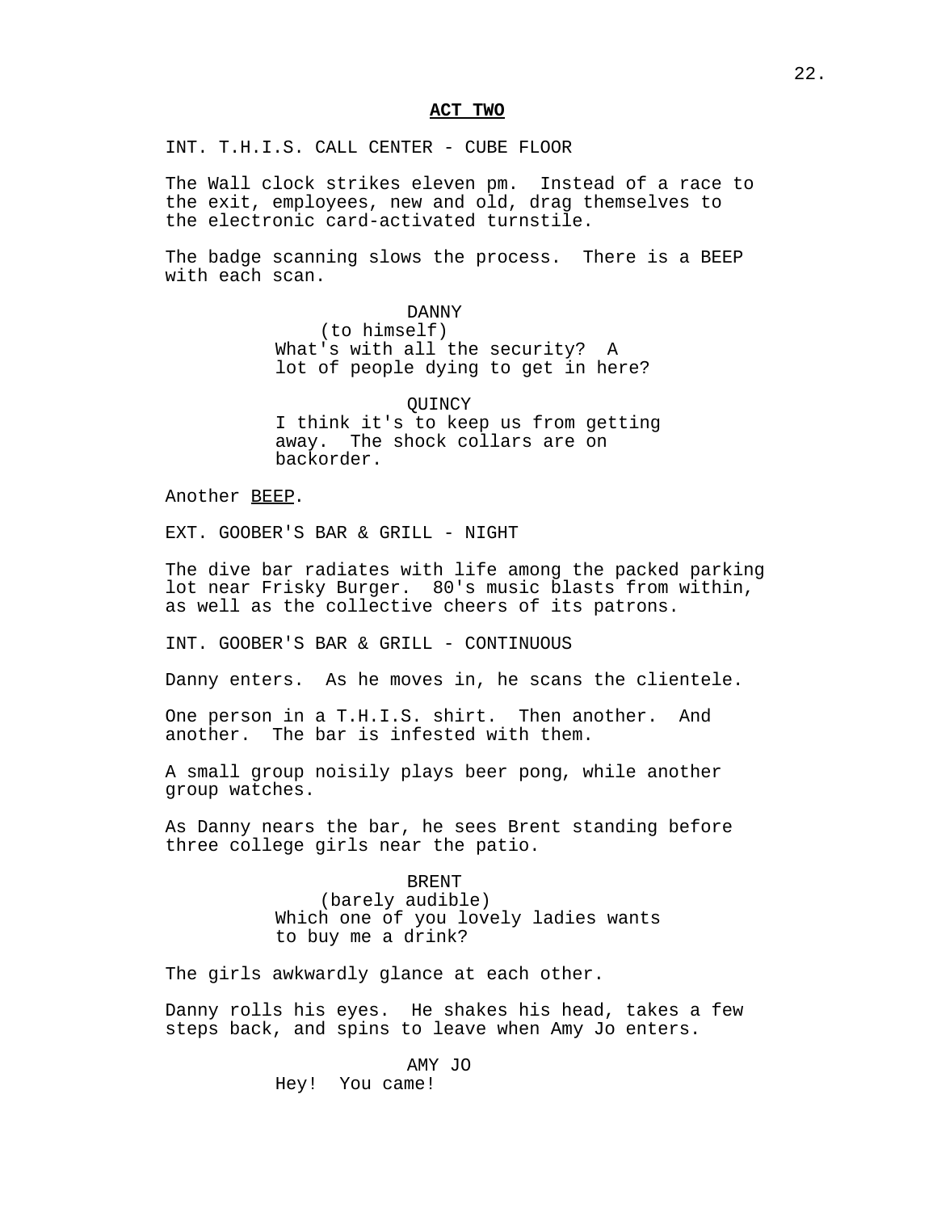**ACT TWO**

INT. T.H.I.S. CALL CENTER - CUBE FLOOR

The Wall clock strikes eleven pm.  Instead of a race to the exit, employees, new and old, drag themselves to the electronic card-activated turnstile.

The badge scanning slows the process.  There is a BEEP with each scan.

DANNY
(to himself)
What's with all the security?  A lot of people dying to get in here?

QUINCY
I think it's to keep us from getting away.  The shock collars are on backorder.

Another BEEP.

EXT. GOOBER'S BAR & GRILL - NIGHT

The dive bar radiates with life among the packed parking lot near Frisky Burger.  80's music blasts from within, as well as the collective cheers of its patrons.

INT. GOOBER'S BAR & GRILL - CONTINUOUS

Danny enters.  As he moves in, he scans the clientele.

One person in a T.H.I.S. shirt.  Then another.  And another.  The bar is infested with them.

A small group noisily plays beer pong, while another group watches.

As Danny nears the bar, he sees Brent standing before three college girls near the patio.

BRENT
(barely audible)
Which one of you lovely ladies wants to buy me a drink?

The girls awkwardly glance at each other.

Danny rolls his eyes.  He shakes his head, takes a few steps back, and spins to leave when Amy Jo enters.

AMY JO
Hey!  You came!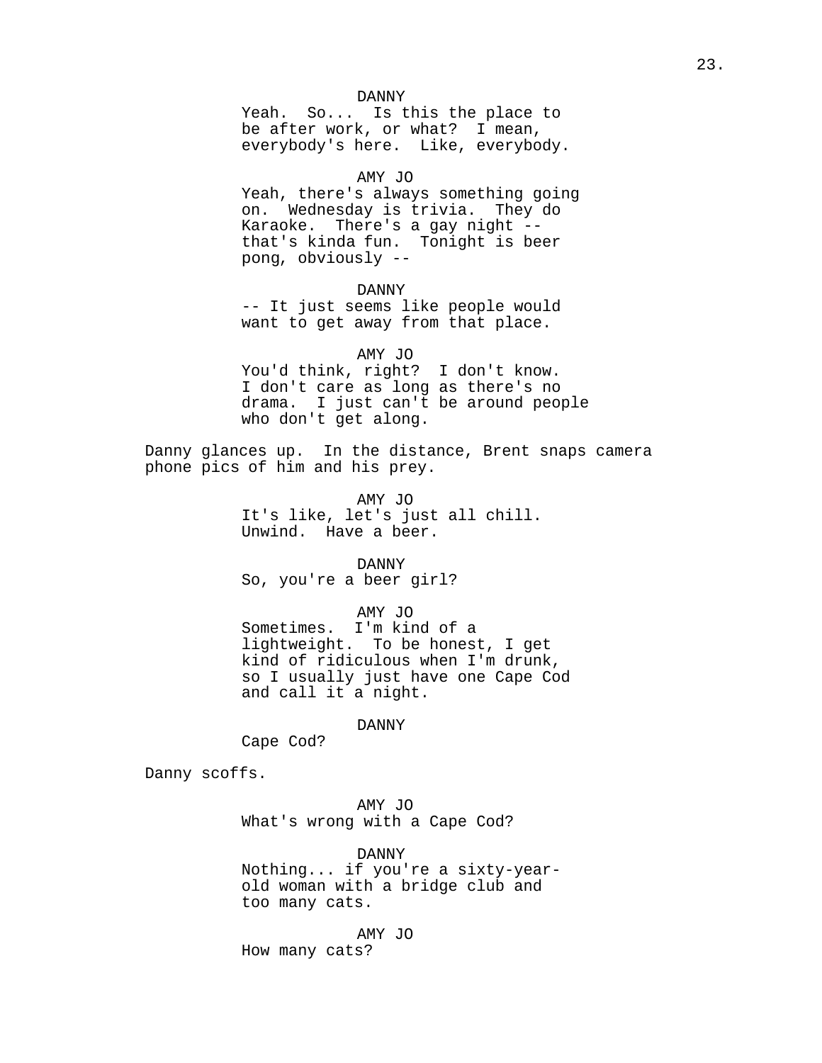DANNY

Yeah. So... Is this the place to be after work, or what? I mean, everybody's here. Like, everybody.

AMY JO

Yeah, there's always something going on. Wednesday is trivia. They do Karaoke. There's a gay night -- that's kinda fun. Tonight is beer pong, obviously --

DANNY

-- It just seems like people would want to get away from that place.

AMY JO

You'd think, right? I don't know. I don't care as long as there's no drama. I just can't be around people who don't get along.

Danny glances up. In the distance, Brent snaps camera phone pics of him and his prey.

AMY JO

It's like, let's just all chill. Unwind. Have a beer.

DANNY

So, you're a beer girl?

AMY JO

Sometimes. I'm kind of a lightweight. To be honest, I get kind of ridiculous when I'm drunk, so I usually just have one Cape Cod and call it a night.

DANNY

Cape Cod?

Danny scoffs.

AMY JO

What's wrong with a Cape Cod?

DANNY

Nothing... if you're a sixty-year-old woman with a bridge club and too many cats.

AMY JO

How many cats?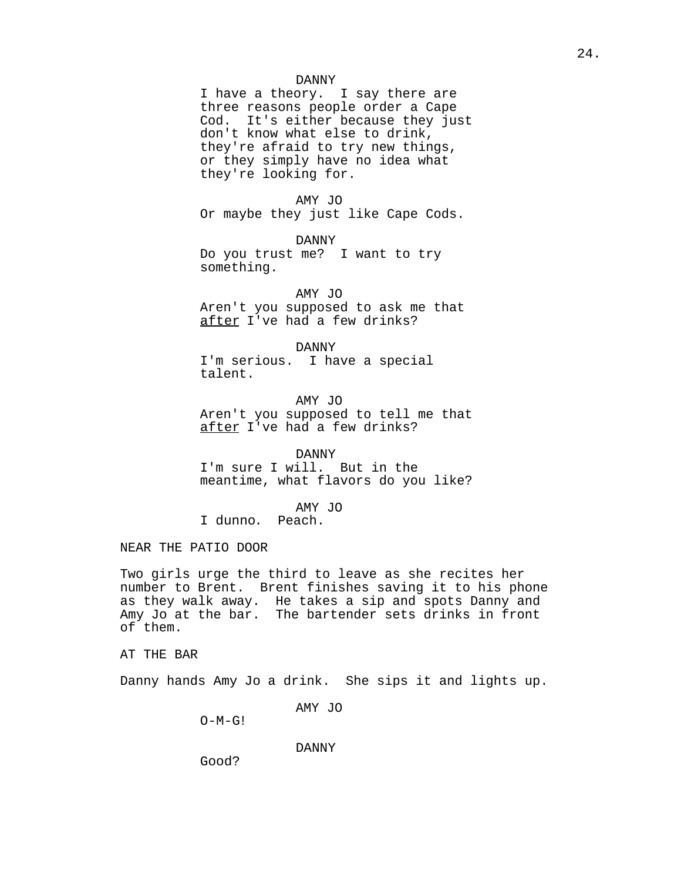DANNY

I have a theory. I say there are three reasons people order a Cape Cod. It's either because they just don't know what else to drink, they're afraid to try new things, or they simply have no idea what they're looking for.

AMY JO

Or maybe they just like Cape Cods.

DANNY

Do you trust me? I want to try something.

AMY JO

Aren't you supposed to ask me that _after_ I've had a few drinks?

DANNY

I'm serious. I have a special talent.

AMY JO

Aren't you supposed to tell me that _after_ I've had a few drinks?

DANNY

I'm sure I will. But in the meantime, what flavors do you like?

AMY JO

I dunno. Peach.

NEAR THE PATIO DOOR

Two girls urge the third to leave as she recites her number to Brent. Brent finishes saving it to his phone as they walk away. He takes a sip and spots Danny and Amy Jo at the bar. The bartender sets drinks in front of them.

AT THE BAR

Danny hands Amy Jo a drink. She sips it and lights up.

AMY JO

O-M-G!

DANNY

Good?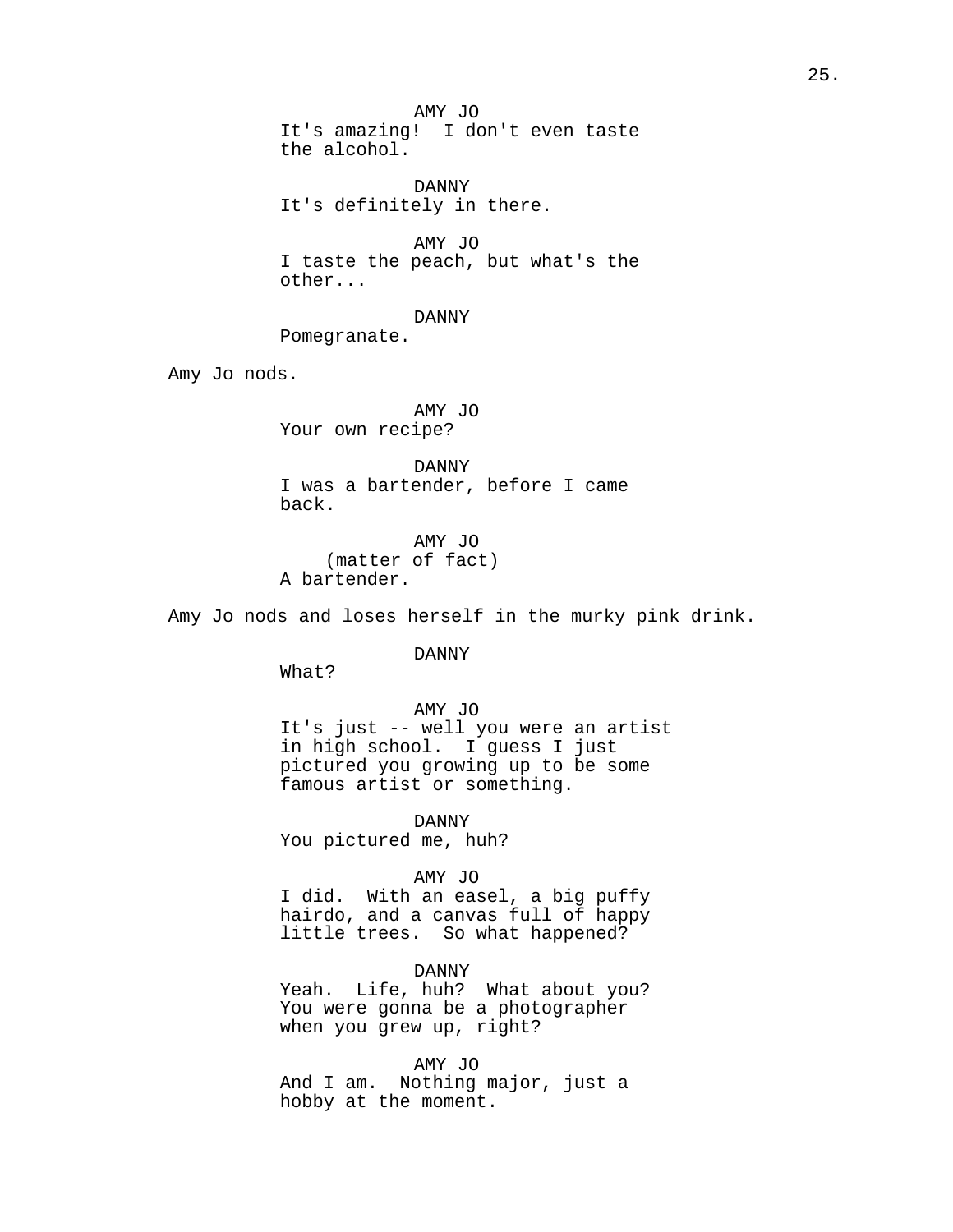AMY JO
It's amazing!  I don't even taste the alcohol.

DANNY
It's definitely in there.

AMY JO
I taste the peach, but what's the other...

DANNY
Pomegranate.

Amy Jo nods.

AMY JO
Your own recipe?

DANNY
I was a bartender, before I came back.

AMY JO
(matter of fact)
A bartender.

Amy Jo nods and loses herself in the murky pink drink.

DANNY
What?

AMY JO
It's just -- well you were an artist in high school.  I guess I just pictured you growing up to be some famous artist or something.

DANNY
You pictured me, huh?

AMY JO
I did.  With an easel, a big puffy hairdo, and a canvas full of happy little trees.  So what happened?

DANNY
Yeah.  Life, huh?  What about you? You were gonna be a photographer when you grew up, right?

AMY JO
And I am.  Nothing major, just a hobby at the moment.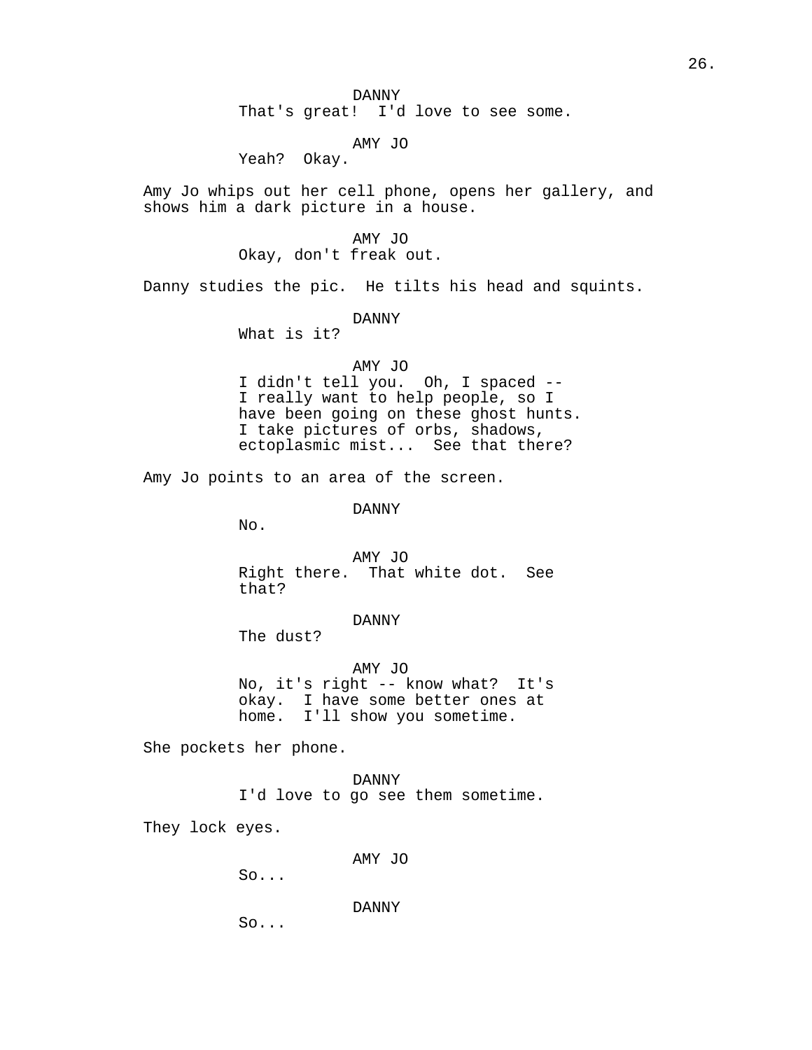DANNY
That's great!  I'd love to see some.

AMY JO
Yeah?  Okay.

Amy Jo whips out her cell phone, opens her gallery, and shows him a dark picture in a house.

AMY JO
Okay, don't freak out.

Danny studies the pic.  He tilts his head and squints.

DANNY
What is it?

AMY JO
I didn't tell you.  Oh, I spaced -- I really want to help people, so I have been going on these ghost hunts. I take pictures of orbs, shadows, ectoplasmic mist...  See that there?

Amy Jo points to an area of the screen.

DANNY
No.

AMY JO
Right there.  That white dot.  See that?

DANNY
The dust?

AMY JO
No, it's right -- know what?  It's okay.  I have some better ones at home.  I'll show you sometime.

She pockets her phone.

DANNY
I'd love to go see them sometime.

They lock eyes.

AMY JO
So...

DANNY
So...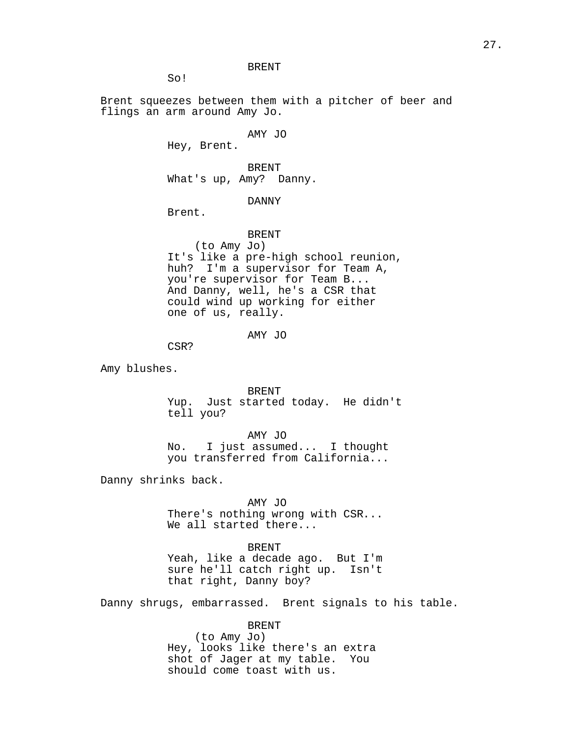BRENT

So!

Brent squeezes between them with a pitcher of beer and flings an arm around Amy Jo.

AMY JO

Hey, Brent.

BRENT

What's up, Amy? Danny.

DANNY

Brent.

BRENT

(to Amy Jo)

It's like a pre-high school reunion, huh? I'm a supervisor for Team A, you're supervisor for Team B... And Danny, well, he's a CSR that could wind up working for either one of us, really.

AMY JO

CSR?

Amy blushes.

BRENT

Yup. Just started today. He didn't tell you?

AMY JO

No. I just assumed... I thought you transferred from California...

Danny shrinks back.

AMY JO

There's nothing wrong with CSR... We all started there...

BRENT

Yeah, like a decade ago. But I'm sure he'll catch right up. Isn't that right, Danny boy?

Danny shrugs, embarrassed. Brent signals to his table.

BRENT

(to Amy Jo)

Hey, looks like there's an extra shot of Jager at my table. You should come toast with us.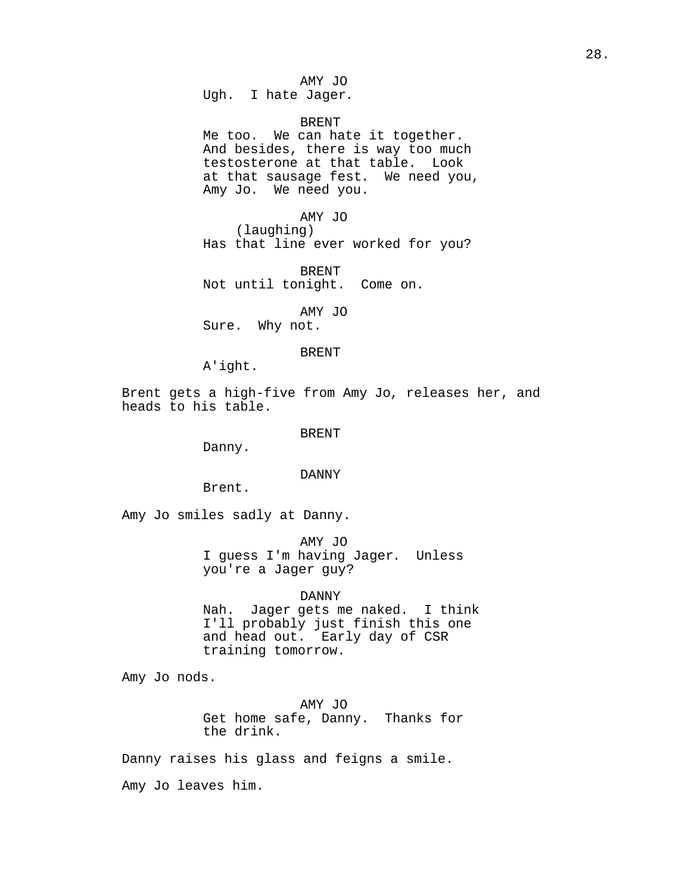AMY JO

Ugh.  I hate Jager.

BRENT

Me too.  We can hate it together.  And besides, there is way too much testosterone at that table.  Look at that sausage fest.  We need you, Amy Jo.  We need you.

AMY JO

(laughing)

Has that line ever worked for you?

BRENT

Not until tonight.  Come on.

AMY JO

Sure.  Why not.

BRENT

A'ight.

Brent gets a high-five from Amy Jo, releases her, and heads to his table.

BRENT

Danny.

DANNY

Brent.

Amy Jo smiles sadly at Danny.

AMY JO

I guess I'm having Jager.  Unless you're a Jager guy?

DANNY

Nah.  Jager gets me naked.  I think I'll probably just finish this one and head out.  Early day of CSR training tomorrow.

Amy Jo nods.

AMY JO

Get home safe, Danny.  Thanks for the drink.

Danny raises his glass and feigns a smile.

Amy Jo leaves him.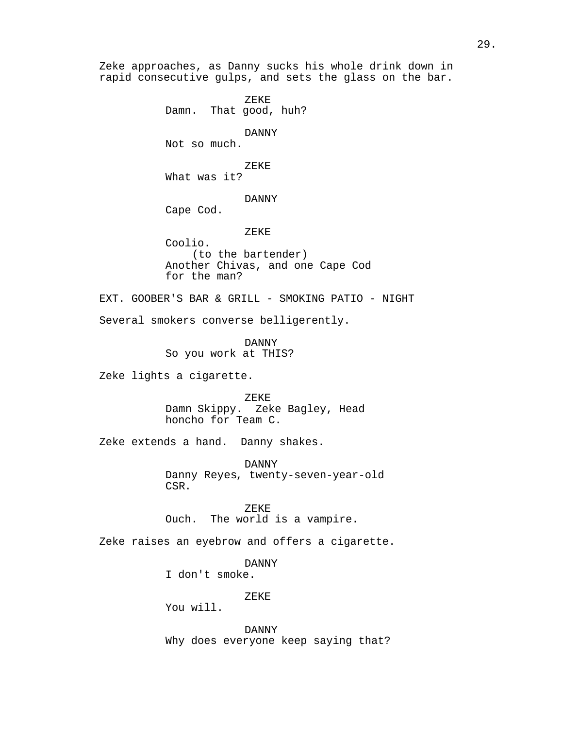Zeke approaches, as Danny sucks his whole drink down in rapid consecutive gulps, and sets the glass on the bar.

ZEKE
Damn. That good, huh?

DANNY
Not so much.

ZEKE
What was it?

DANNY
Cape Cod.

ZEKE
Coolio.
(to the bartender)
Another Chivas, and one Cape Cod for the man?

EXT. GOOBER'S BAR & GRILL - SMOKING PATIO - NIGHT

Several smokers converse belligerently.

DANNY
So you work at THIS?

Zeke lights a cigarette.

ZEKE
Damn Skippy. Zeke Bagley, Head honcho for Team C.

Zeke extends a hand. Danny shakes.

DANNY
Danny Reyes, twenty-seven-year-old CSR.

ZEKE
Ouch. The world is a vampire.

Zeke raises an eyebrow and offers a cigarette.

DANNY
I don't smoke.

ZEKE
You will.

DANNY
Why does everyone keep saying that?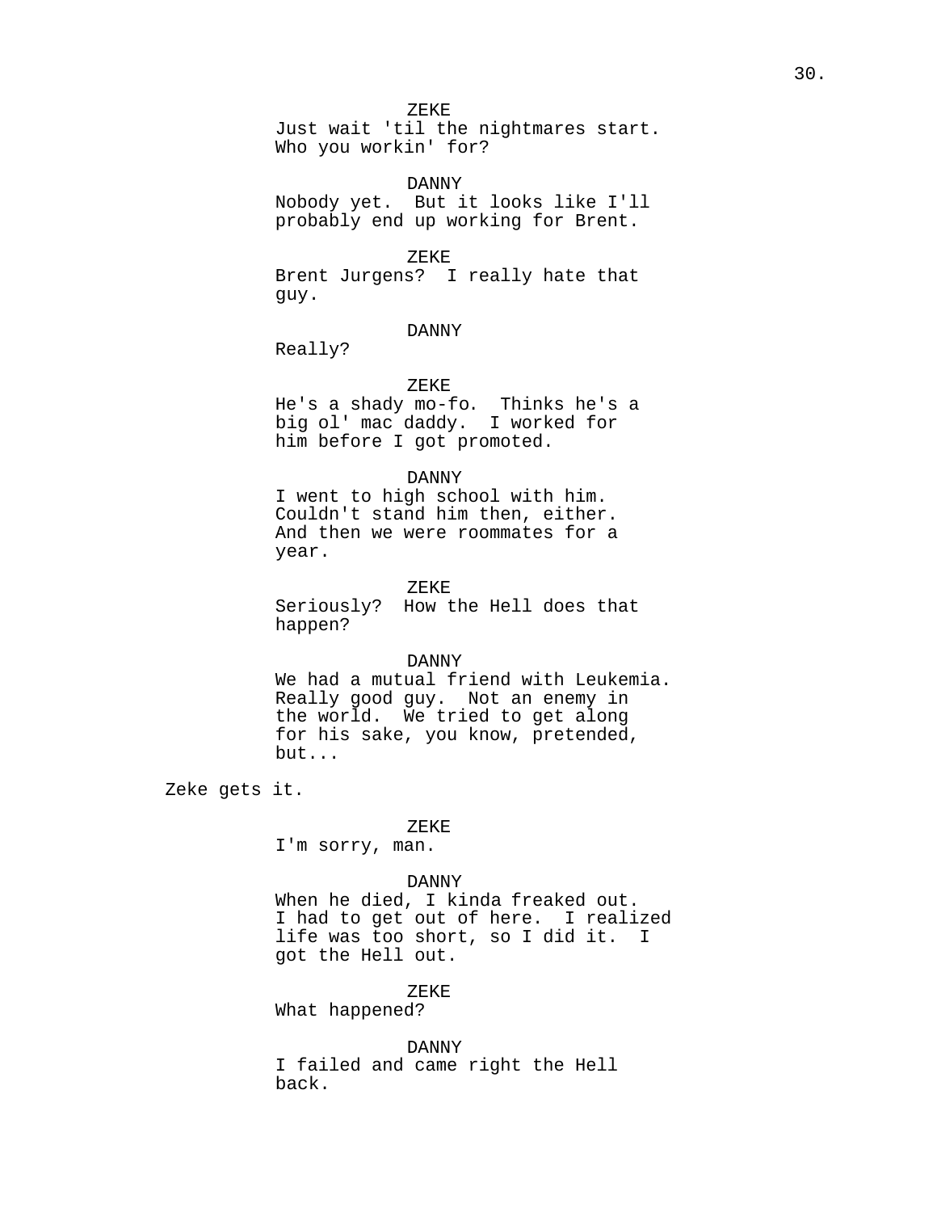ZEKE
Just wait 'til the nightmares start. Who you workin' for?

DANNY
Nobody yet. But it looks like I'll probably end up working for Brent.

ZEKE
Brent Jurgens? I really hate that guy.

DANNY
Really?

ZEKE
He's a shady mo-fo. Thinks he's a big ol' mac daddy. I worked for him before I got promoted.

DANNY
I went to high school with him. Couldn't stand him then, either. And then we were roommates for a year.

ZEKE
Seriously? How the Hell does that happen?

DANNY
We had a mutual friend with Leukemia. Really good guy. Not an enemy in the world. We tried to get along for his sake, you know, pretended, but...

Zeke gets it.

ZEKE
I'm sorry, man.

DANNY
When he died, I kinda freaked out. I had to get out of here. I realized life was too short, so I did it. I got the Hell out.

ZEKE
What happened?

DANNY
I failed and came right the Hell back.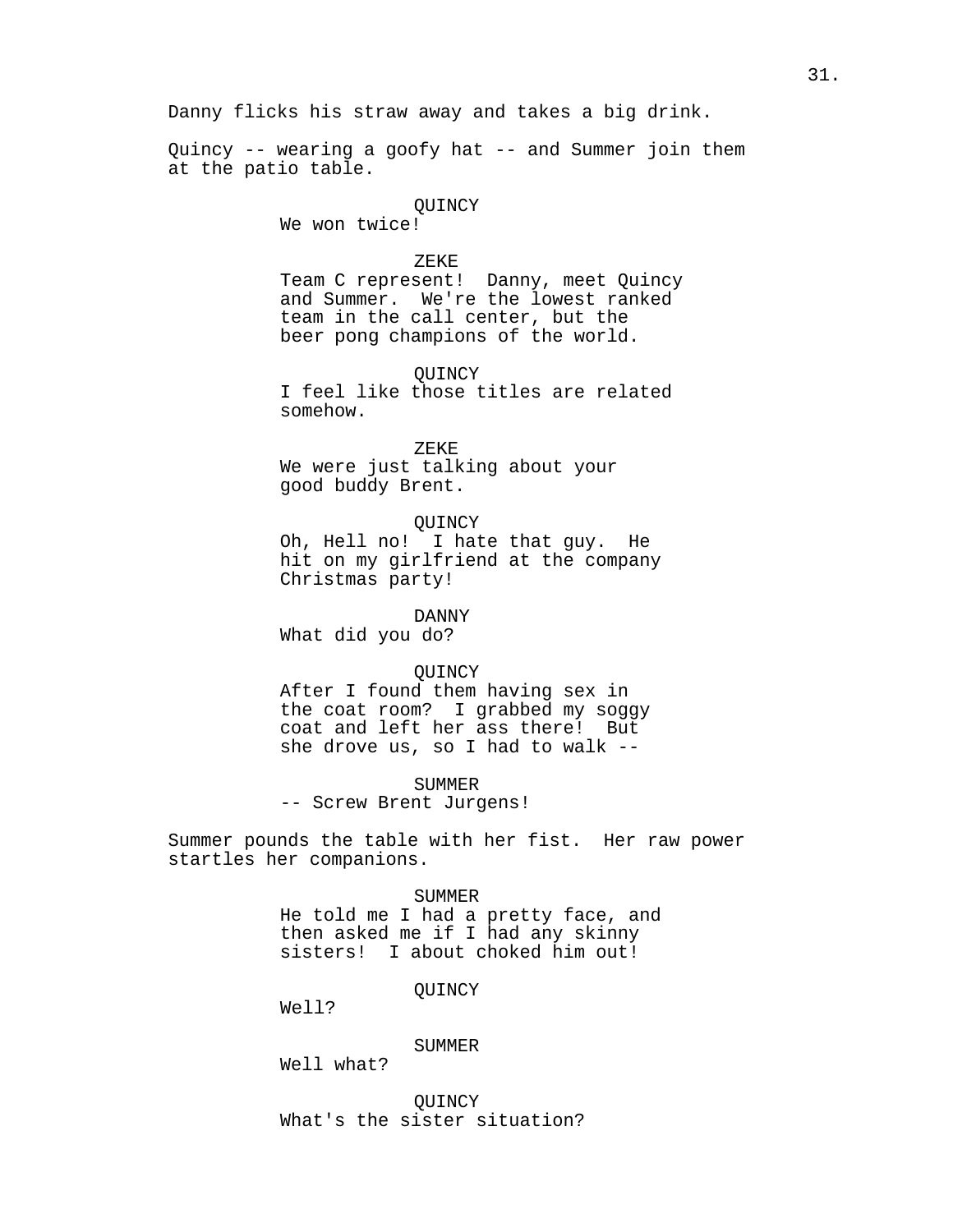Danny flicks his straw away and takes a big drink.

Quincy -- wearing a goofy hat -- and Summer join them at the patio table.

QUINCY
We won twice!

ZEKE
Team C represent! Danny, meet Quincy and Summer. We're the lowest ranked team in the call center, but the beer pong champions of the world.

QUINCY
I feel like those titles are related somehow.

ZEKE
We were just talking about your good buddy Brent.

QUINCY
Oh, Hell no! I hate that guy. He hit on my girlfriend at the company Christmas party!

DANNY
What did you do?

QUINCY
After I found them having sex in the coat room? I grabbed my soggy coat and left her ass there! But she drove us, so I had to walk --

SUMMER
-- Screw Brent Jurgens!

Summer pounds the table with her fist. Her raw power startles her companions.

SUMMER
He told me I had a pretty face, and then asked me if I had any skinny sisters! I about choked him out!

QUINCY
Well?

SUMMER
Well what?

QUINCY
What's the sister situation?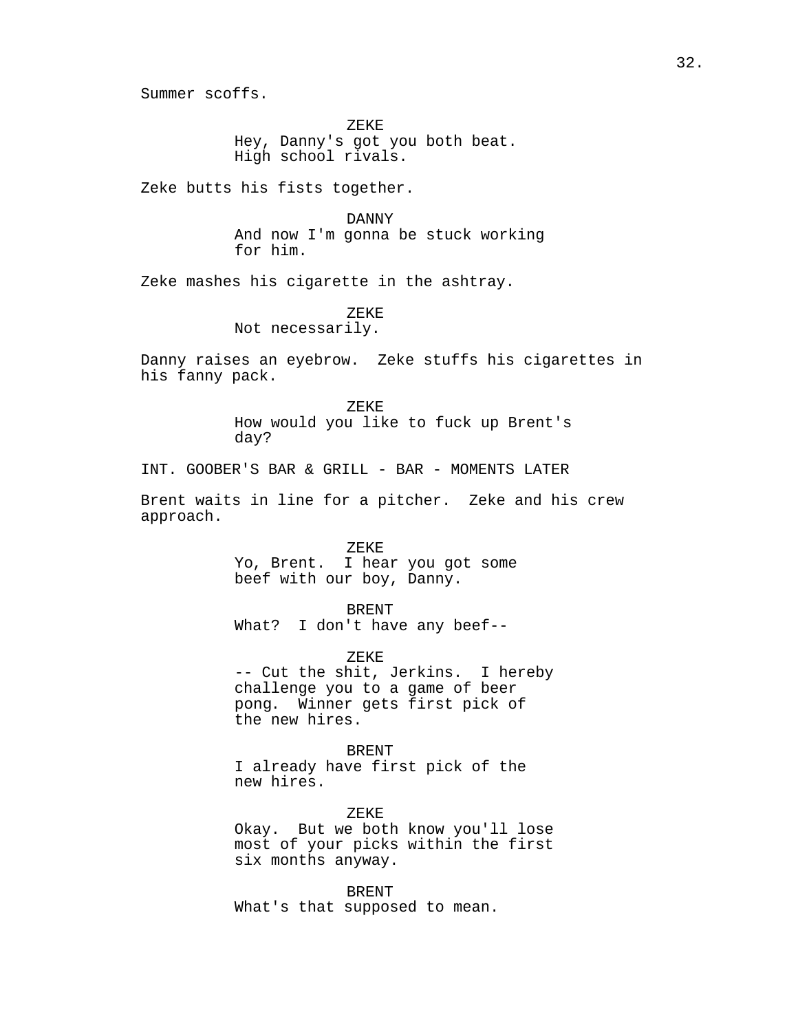Summer scoffs.

ZEKE
Hey, Danny's got you both beat.
High school rivals.

Zeke butts his fists together.

DANNY
And now I'm gonna be stuck working
for him.

Zeke mashes his cigarette in the ashtray.

ZEKE
Not necessarily.

Danny raises an eyebrow. Zeke stuffs his cigarettes in his fanny pack.

ZEKE
How would you like to fuck up Brent's
day?

INT. GOOBER'S BAR & GRILL - BAR - MOMENTS LATER

Brent waits in line for a pitcher. Zeke and his crew approach.

ZEKE
Yo, Brent. I hear you got some
beef with our boy, Danny.

BRENT
What? I don't have any beef--

ZEKE
-- Cut the shit, Jerkins. I hereby
challenge you to a game of beer
pong. Winner gets first pick of
the new hires.

BRENT
I already have first pick of the
new hires.

ZEKE
Okay. But we both know you'll lose
most of your picks within the first
six months anyway.

BRENT
What's that supposed to mean.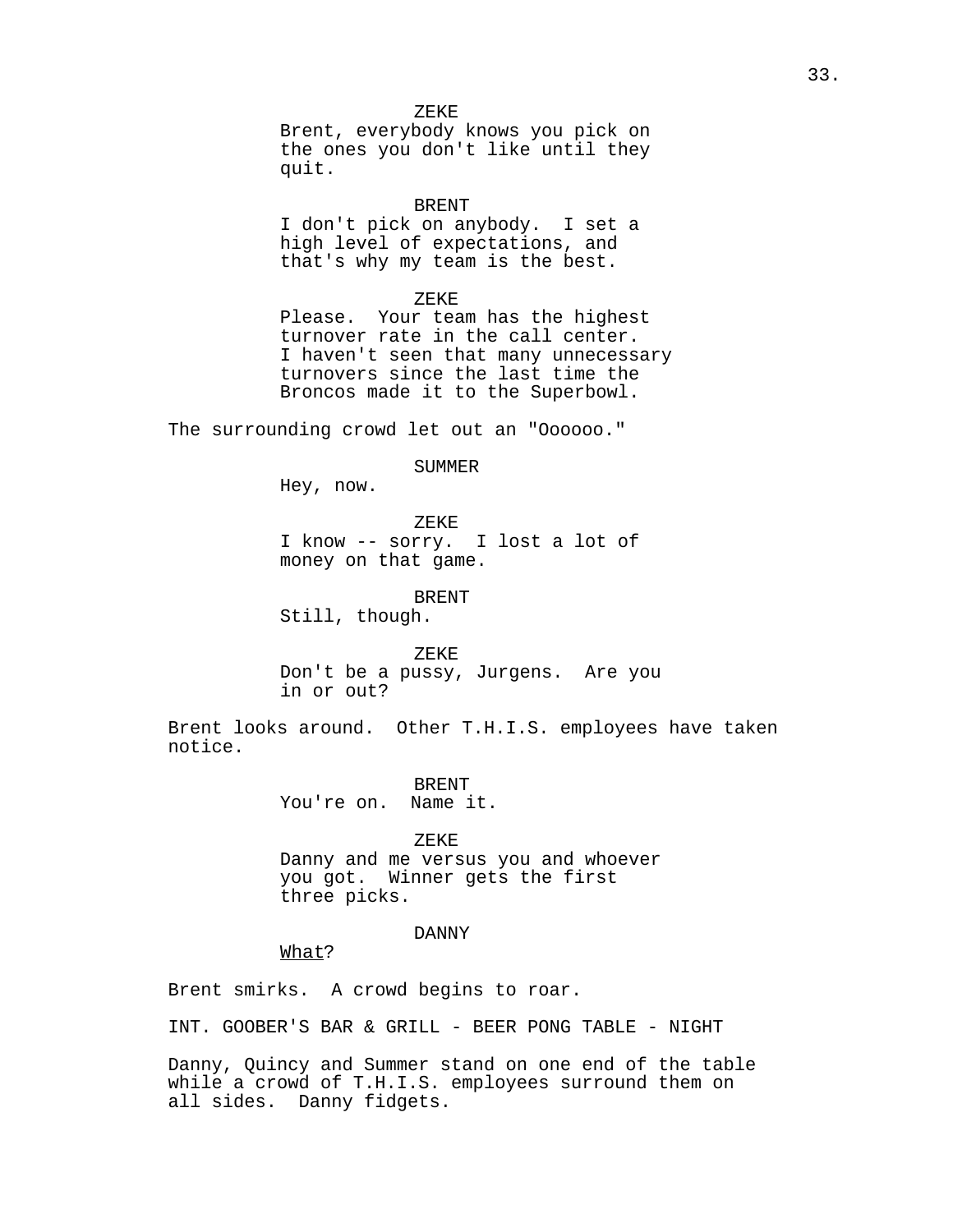ZEKE
Brent, everybody knows you pick on the ones you don't like until they quit.

BRENT
I don't pick on anybody. I set a high level of expectations, and that's why my team is the best.

ZEKE
Please. Your team has the highest turnover rate in the call center. I haven't seen that many unnecessary turnovers since the last time the Broncos made it to the Superbowl.

The surrounding crowd let out an "Oooooo."

SUMMER
Hey, now.

ZEKE
I know -- sorry. I lost a lot of money on that game.

BRENT
Still, though.

ZEKE
Don't be a pussy, Jurgens. Are you in or out?

Brent looks around. Other T.H.I.S. employees have taken notice.

BRENT
You're on. Name it.

ZEKE
Danny and me versus you and whoever you got. Winner gets the first three picks.

DANNY
What?

Brent smirks. A crowd begins to roar.

INT. GOOBER'S BAR & GRILL - BEER PONG TABLE - NIGHT

Danny, Quincy and Summer stand on one end of the table while a crowd of T.H.I.S. employees surround them on all sides. Danny fidgets.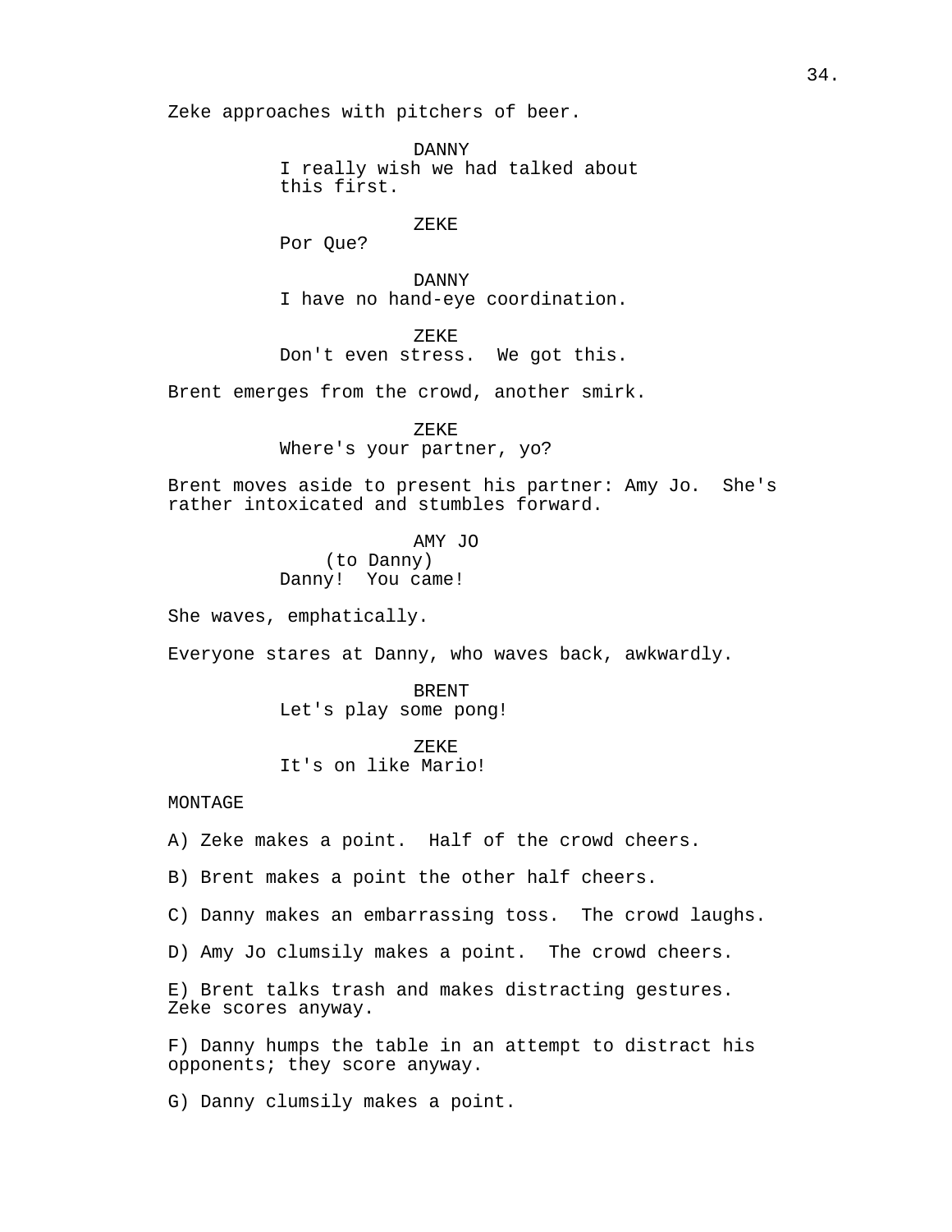Zeke approaches with pitchers of beer.

DANNY
I really wish we had talked about this first.

ZEKE
Por Que?

DANNY
I have no hand-eye coordination.

ZEKE
Don't even stress.  We got this.

Brent emerges from the crowd, another smirk.

ZEKE
Where's your partner, yo?

Brent moves aside to present his partner: Amy Jo.  She's rather intoxicated and stumbles forward.

AMY JO
(to Danny)
Danny!  You came!

She waves, emphatically.

Everyone stares at Danny, who waves back, awkwardly.

BRENT
Let's play some pong!

ZEKE
It's on like Mario!

MONTAGE

A) Zeke makes a point.  Half of the crowd cheers.

B) Brent makes a point the other half cheers.

C) Danny makes an embarrassing toss.  The crowd laughs.

D) Amy Jo clumsily makes a point.  The crowd cheers.

E) Brent talks trash and makes distracting gestures. Zeke scores anyway.

F) Danny humps the table in an attempt to distract his opponents; they score anyway.

G) Danny clumsily makes a point.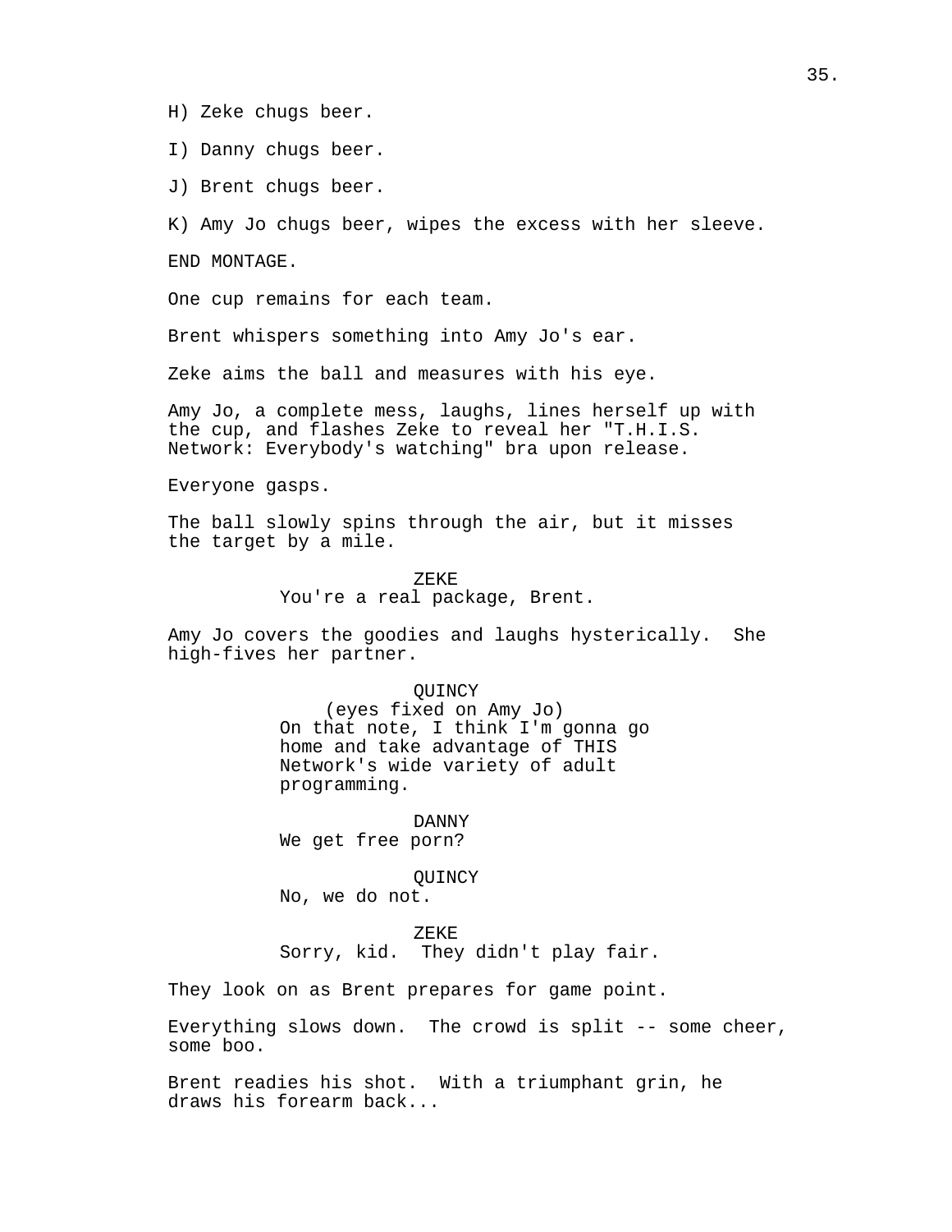H) Zeke chugs beer.

I) Danny chugs beer.

J) Brent chugs beer.

K) Amy Jo chugs beer, wipes the excess with her sleeve.

END MONTAGE.

One cup remains for each team.

Brent whispers something into Amy Jo's ear.

Zeke aims the ball and measures with his eye.

Amy Jo, a complete mess, laughs, lines herself up with the cup, and flashes Zeke to reveal her "T.H.I.S. Network: Everybody's watching" bra upon release.

Everyone gasps.

The ball slowly spins through the air, but it misses the target by a mile.

ZEKE
You're a real package, Brent.

Amy Jo covers the goodies and laughs hysterically. She high-fives her partner.

QUINCY
(eyes fixed on Amy Jo)
On that note, I think I'm gonna go home and take advantage of THIS Network's wide variety of adult programming.

DANNY
We get free porn?

QUINCY
No, we do not.

ZEKE
Sorry, kid. They didn't play fair.

They look on as Brent prepares for game point.

Everything slows down. The crowd is split -- some cheer, some boo.

Brent readies his shot. With a triumphant grin, he draws his forearm back...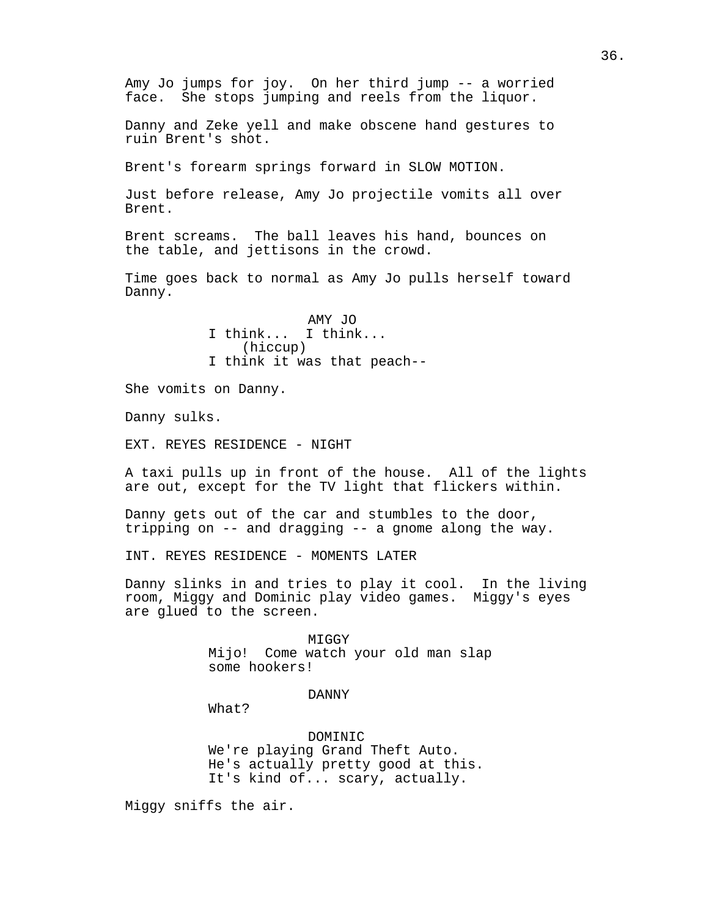Amy Jo jumps for joy. On her third jump -- a worried face. She stops jumping and reels from the liquor.

Danny and Zeke yell and make obscene hand gestures to ruin Brent's shot.

Brent's forearm springs forward in SLOW MOTION.

Just before release, Amy Jo projectile vomits all over Brent.

Brent screams. The ball leaves his hand, bounces on the table, and jettisons in the crowd.

Time goes back to normal as Amy Jo pulls herself toward Danny.

AMY JO
I think... I think...
(hiccup)
I think it was that peach--

She vomits on Danny.

Danny sulks.

EXT. REYES RESIDENCE - NIGHT

A taxi pulls up in front of the house. All of the lights are out, except for the TV light that flickers within.

Danny gets out of the car and stumbles to the door, tripping on -- and dragging -- a gnome along the way.

INT. REYES RESIDENCE - MOMENTS LATER

Danny slinks in and tries to play it cool. In the living room, Miggy and Dominic play video games. Miggy's eyes are glued to the screen.

MIGGY
Mijo! Come watch your old man slap some hookers!

DANNY
What?

DOMINIC
We're playing Grand Theft Auto. He's actually pretty good at this. It's kind of... scary, actually.

Miggy sniffs the air.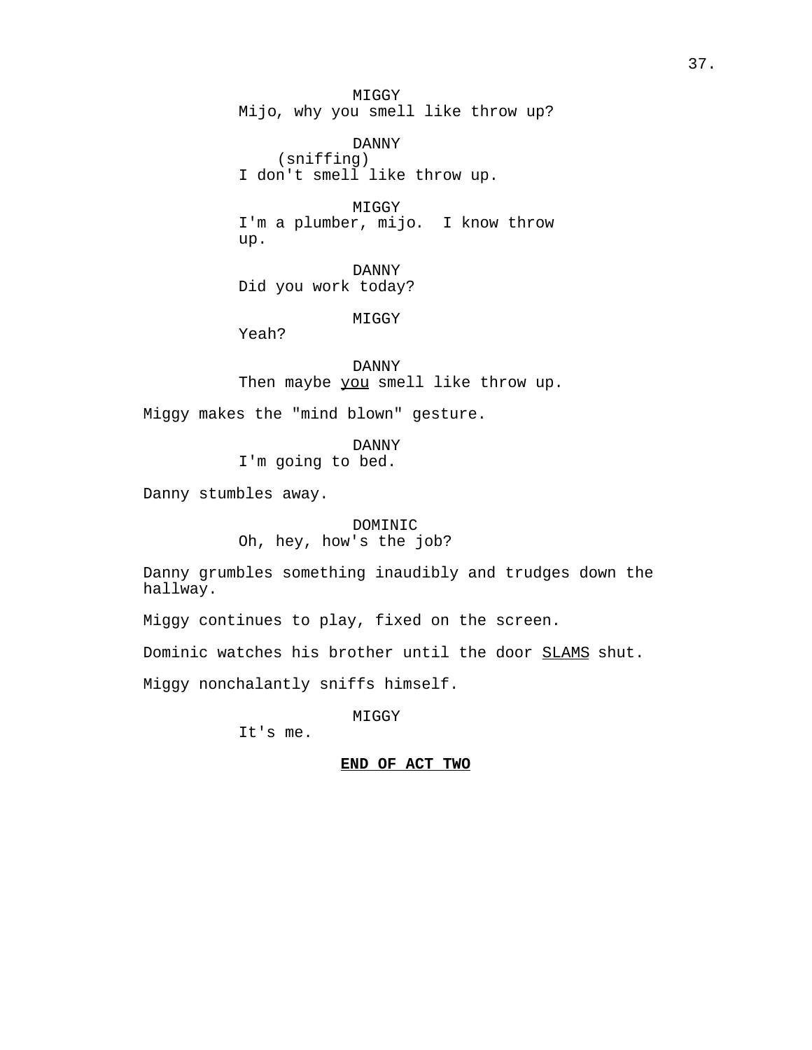MIGGY
Mijo, why you smell like throw up?

DANNY
(sniffing)
I don't smell like throw up.

MIGGY
I'm a plumber, mijo.  I know throw up.

DANNY
Did you work today?

MIGGY
Yeah?

DANNY
Then maybe <u>you</u> smell like throw up.

Miggy makes the "mind blown" gesture.

DANNY
I'm going to bed.

Danny stumbles away.

DOMINIC
Oh, hey, how's the job?

Danny grumbles something inaudibly and trudges down the hallway.

Miggy continues to play, fixed on the screen.

Dominic watches his brother until the door <u>SLAMS</u> shut.

Miggy nonchalantly sniffs himself.

MIGGY
It's me.

**<u>END OF ACT TWO</u>**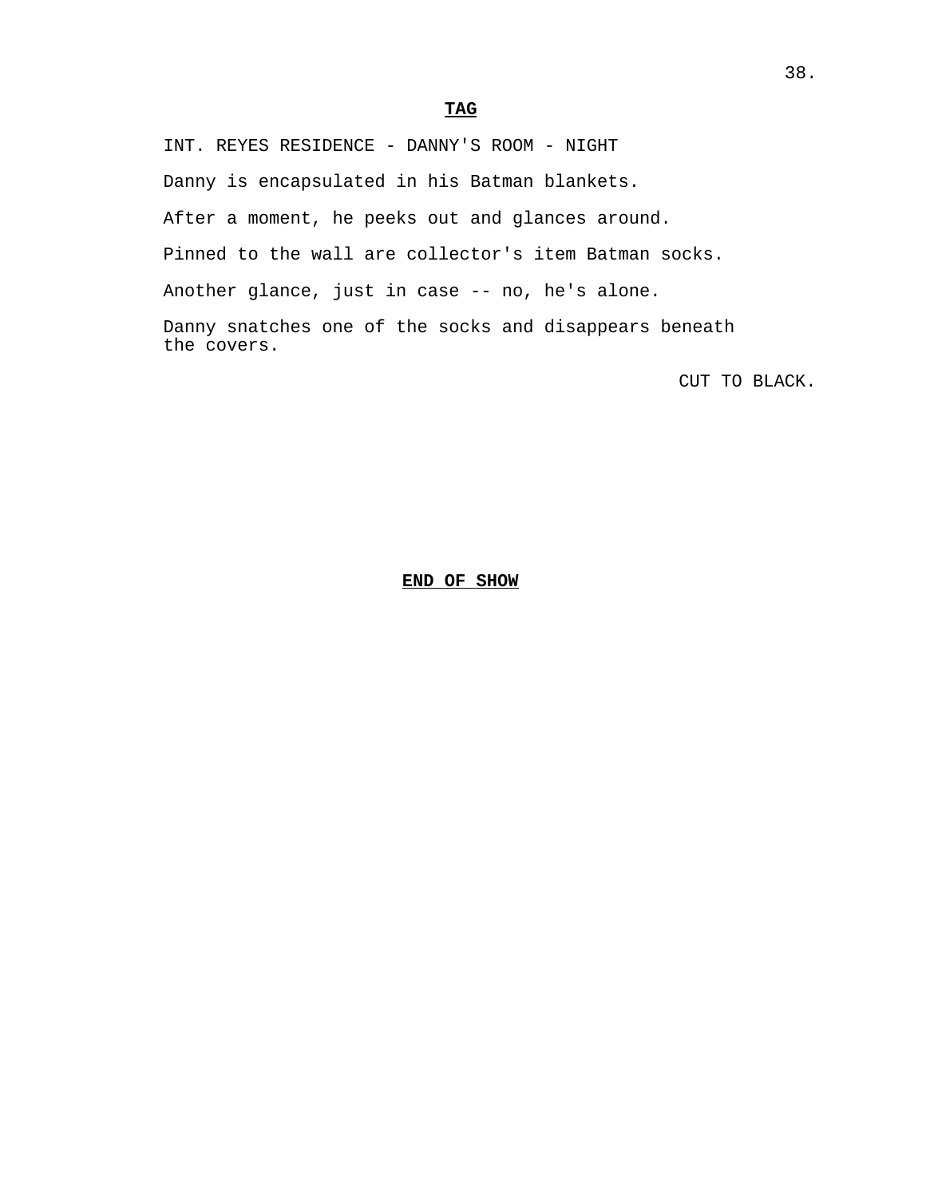**TAG**

INT. REYES RESIDENCE - DANNY'S ROOM - NIGHT

Danny is encapsulated in his Batman blankets.

After a moment, he peeks out and glances around.

Pinned to the wall are collector's item Batman socks.

Another glance, just in case -- no, he's alone.

Danny snatches one of the socks and disappears beneath the covers.

CUT TO BLACK.

**END OF SHOW**